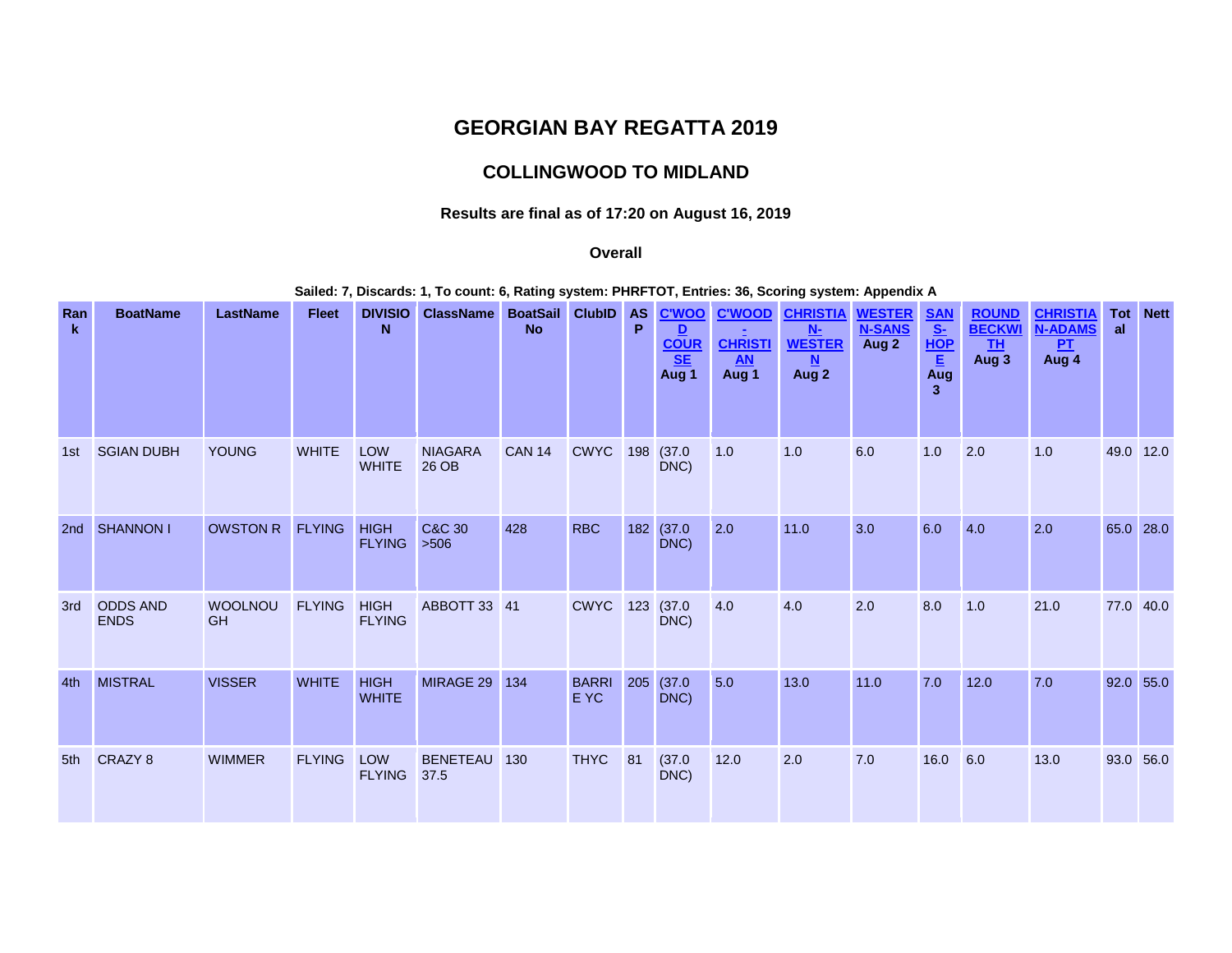# GEORGIAN BAY REGATTA 2019

## COLLINGWOOD TO MIDLAND

### Results are final as of 17:20 on August 16, 2019

### Overall

**Sailed: 7, Discards: 1, To count: 6, Rating system: PHRFTOT, Entries: 36, Scoring system: Appendix A**

| Rank | BoatName | LastName | Fleet | DIVISION | ClassName | BoatSail No | ClubID | ASP | C'WOOD COURSE Aug 1 | C'WOOD - CHRISTIAN Aug 1 | CHRISTIAN-WESTERN Aug 2 | WESTERN-SANS Aug 2 | SANS-HOPE Aug 3 | ROUND BECKWITH Aug 3 | CHRISTIAN-ADAMS PT Aug 4 | Total | Nett |
|---|---|---|---|---|---|---|---|---|---|---|---|---|---|---|---|---|---|
| 1st | SGIAN DUBH | YOUNG | WHITE | LOW WHITE | NIAGARA 26 OB | CAN 14 | CWYC | 198 | (37.0 DNC) | 1.0 | 1.0 | 6.0 | 1.0 | 2.0 | 1.0 | 49.0 | 12.0 |
| 2nd | SHANNON I | OWSTON R | FLYING | HIGH FLYING | C&C 30 >506 | 428 | RBC | 182 | (37.0 DNC) | 2.0 | 11.0 | 3.0 | 6.0 | 4.0 | 2.0 | 65.0 | 28.0 |
| 3rd | ODDS AND ENDS | WOOLNOUGH | FLYING | HIGH FLYING | ABBOTT 33 | 41 | CWYC | 123 | (37.0 DNC) | 4.0 | 4.0 | 2.0 | 8.0 | 1.0 | 21.0 | 77.0 | 40.0 |
| 4th | MISTRAL | VISSER | WHITE | HIGH WHITE | MIRAGE 29 | 134 | BARRIE YC | 205 | (37.0 DNC) | 5.0 | 13.0 | 11.0 | 7.0 | 12.0 | 7.0 | 92.0 | 55.0 |
| 5th | CRAZY 8 | WIMMER | FLYING | LOW FLYING | BENETEAU 37.5 | 130 | THYC | 81 | (37.0 DNC) | 12.0 | 2.0 | 7.0 | 16.0 | 6.0 | 13.0 | 93.0 | 56.0 |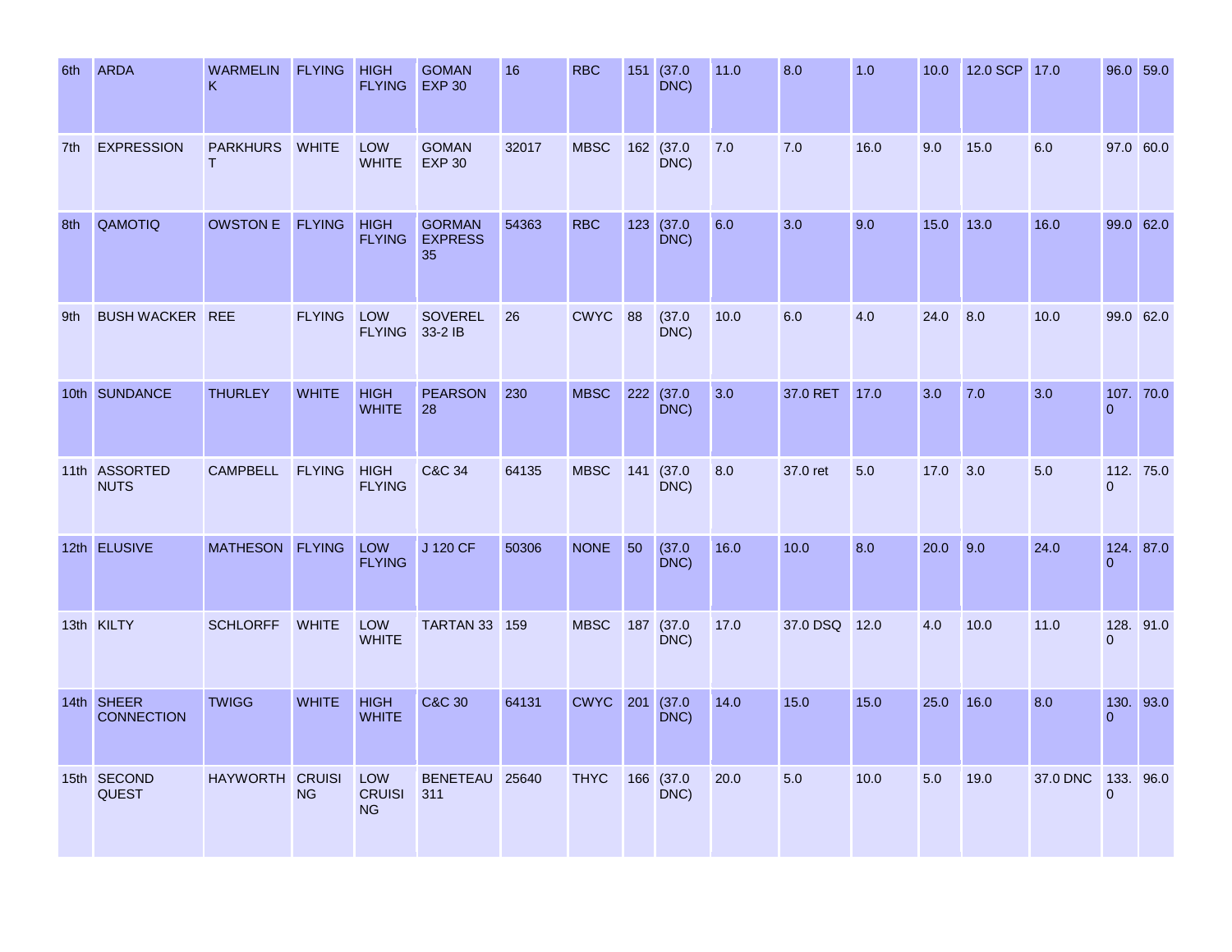| | | | | | | | | | | | | | | | | | |
|---|---|---|---|---|---|---|---|---|---|---|---|---|---|---|---|---|---|
| 6th | ARDA | WARMELINK | FLYING | HIGH FLYING | GOMAN EXP 30 | 16 | RBC | 151 | (37.0 DNC) | 11.0 | 8.0 | 1.0 | 10.0 | 12.0 SCP | 17.0 | 96.0 | 59.0 |
| 7th | EXPRESSION | PARKHURST | WHITE | LOW WHITE | GOMAN EXP 30 | 32017 | MBSC | 162 | (37.0 DNC) | 7.0 | 7.0 | 16.0 | 9.0 | 15.0 | 6.0 | 97.0 | 60.0 |
| 8th | QAMOTIQ | OWSTON E | FLYING | HIGH FLYING | GORMAN EXPRESS 35 | 54363 | RBC | 123 | (37.0 DNC) | 6.0 | 3.0 | 9.0 | 15.0 | 13.0 | 16.0 | 99.0 | 62.0 |
| 9th | BUSH WACKER | REE | FLYING | LOW FLYING | SOVEREL 33-2 IB | 26 | CWYC | 88 | (37.0 DNC) | 10.0 | 6.0 | 4.0 | 24.0 | 8.0 | 10.0 | 99.0 | 62.0 |
| 10th | SUNDANCE | THURLEY | WHITE | HIGH WHITE | PEARSON 28 | 230 | MBSC | 222 | (37.0 DNC) | 3.0 | 37.0 RET | 17.0 | 3.0 | 7.0 | 3.0 | 107.0 | 70.0 |
| 11th | ASSORTED NUTS | CAMPBELL | FLYING | HIGH FLYING | C&C 34 | 64135 | MBSC | 141 | (37.0 DNC) | 8.0 | 37.0 ret | 5.0 | 17.0 | 3.0 | 5.0 | 112.0 | 75.0 |
| 12th | ELUSIVE | MATHESON | FLYING | LOW FLYING | J 120 CF | 50306 | NONE | 50 | (37.0 DNC) | 16.0 | 10.0 | 8.0 | 20.0 | 9.0 | 24.0 | 124.0 | 87.0 |
| 13th | KILTY | SCHLORFF | WHITE | LOW WHITE | TARTAN 33 | 159 | MBSC | 187 | (37.0 DNC) | 17.0 | 37.0 DSQ | 12.0 | 4.0 | 10.0 | 11.0 | 128.0 | 91.0 |
| 14th | SHEER CONNECTION | TWIGG | WHITE | HIGH WHITE | C&C 30 | 64131 | CWYC | 201 | (37.0 DNC) | 14.0 | 15.0 | 15.0 | 25.0 | 16.0 | 8.0 | 130.0 | 93.0 |
| 15th | SECOND QUEST | HAYWORTH | CRUISING | LOW CRUISING | BENETEAU 311 | 25640 | THYC | 166 | (37.0 DNC) | 20.0 | 5.0 | 10.0 | 5.0 | 19.0 | 37.0 DNC | 133.0 | 96.0 |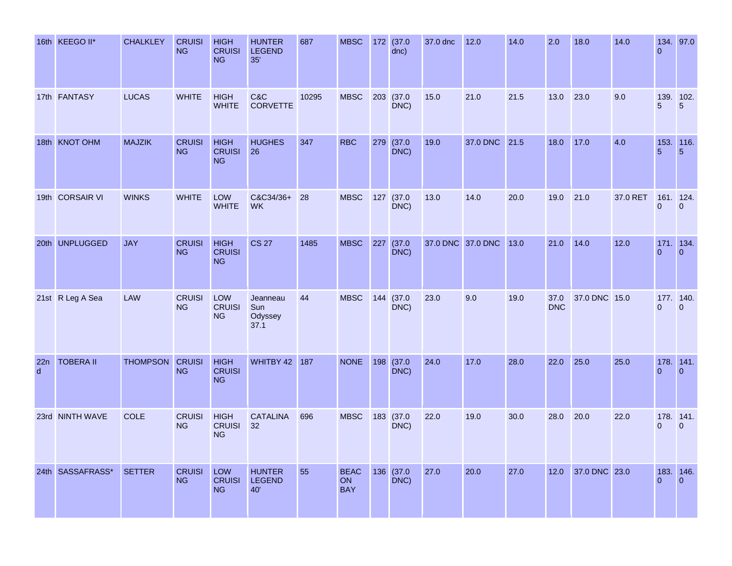| 16th | KEEGO II* | CHALKLEY | CRUISING | HIGH CRUISING | HUNTER LEGEND 35' | 687 | MBSC | 172 | (37.0 dnc) | 37.0 dnc | 12.0 | 14.0 | 2.0 | 18.0 | 14.0 | 134.0 | 97.0 |
|---|---|---|---|---|---|---|---|---|---|---|---|---|---|---|---|---|---|
| 17th | FANTASY | LUCAS | WHITE | HIGH WHITE | C&C CORVETTE | 10295 | MBSC | 203 | (37.0 DNC) | 15.0 | 21.0 | 21.5 | 13.0 | 23.0 | 9.0 | 139.5 | 102.5 |
| 18th | KNOT OHM | MAJZIK | CRUISING | HIGH CRUISING | HUGHES 26 | 347 | RBC | 279 | (37.0 DNC) | 19.0 | 37.0 DNC | 21.5 | 18.0 | 17.0 | 4.0 | 153.5 | 116.5 |
| 19th | CORSAIR VI | WINKS | WHITE | LOW WHITE | C&C34/36+ WK | 28 | MBSC | 127 | (37.0 DNC) | 13.0 | 14.0 | 20.0 | 19.0 | 21.0 | 37.0 RET | 161.0 | 124.0 |
| 20th | UNPLUGGED | JAY | CRUISING | HIGH CRUISING | CS 27 | 1485 | MBSC | 227 | (37.0 DNC) | 37.0 DNC | 37.0 DNC | 13.0 | 21.0 | 14.0 | 12.0 | 171.0 | 134.0 |
| 21st | R Leg A Sea | LAW | CRUISING | LOW CRUISING | Jeanneau Sun Odyssey 37.1 | 44 | MBSC | 144 | (37.0 DNC) | 23.0 | 9.0 | 19.0 | 37.0 DNC | 37.0 DNC | 15.0 | 177.0 | 140.0 |
| 22nd | TOBERA II | THOMPSON | CRUISING | HIGH CRUISING | WHITBY 42 | 187 | NONE | 198 | (37.0 DNC) | 24.0 | 17.0 | 28.0 | 22.0 | 25.0 | 25.0 | 178.0 | 141.0 |
| 23rd | NINTH WAVE | COLE | CRUISING | HIGH CRUISING | CATALINA 32 | 696 | MBSC | 183 | (37.0 DNC) | 22.0 | 19.0 | 30.0 | 28.0 | 20.0 | 22.0 | 178.0 | 141.0 |
| 24th | SASSAFRASS* | SETTER | CRUISING | LOW CRUISING | HUNTER LEGEND 40' | 55 | BEACON BAY | 136 | (37.0 DNC) | 27.0 | 20.0 | 27.0 | 12.0 | 37.0 DNC | 23.0 | 183.0 | 146.0 |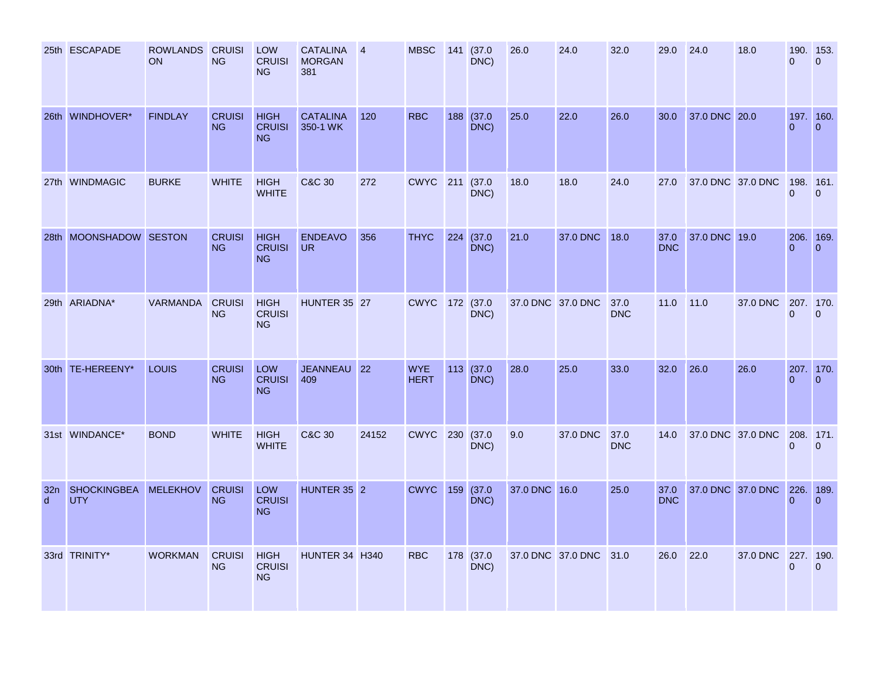| 25th | ESCAPADE | ROWLANDSON | CRUISING | LOW CRUISING | CATALINA MORGAN 381 | 4 | MBSC | 141 | (37.0 DNC) | 26.0 | 24.0 | 32.0 | 29.0 | 24.0 | 18.0 | 190.0 | 153.0 |
|---|---|---|---|---|---|---|---|---|---|---|---|---|---|---|---|---|---|
| 26th | WINDHOVER* | FINDLAY | CRUISING | HIGH CRUISING | CATALINA 350-1 WK | 120 | RBC | 188 | (37.0 DNC) | 25.0 | 22.0 | 26.0 | 30.0 | 37.0 DNC | 20.0 | 197.0 | 160.0 |
| 27th | WINDMAGIC | BURKE | WHITE | HIGH WHITE | C&C 30 | 272 | CWYC | 211 | (37.0 DNC) | 18.0 | 18.0 | 24.0 | 27.0 | 37.0 DNC | 37.0 DNC | 198.0 | 161.0 |
| 28th | MOONSHADOW | SESTON | CRUISING | HIGH CRUISING | ENDEAVOUR | 356 | THYC | 224 | (37.0 DNC) | 21.0 | 37.0 DNC | 18.0 | 37.0 DNC | 37.0 DNC | 19.0 | 206.0 | 169.0 |
| 29th | ARIADNA* | VARMANDA | CRUISING | HIGH CRUISING | HUNTER 35 | 27 | CWYC | 172 | (37.0 DNC) | 37.0 DNC | 37.0 DNC | 37.0 DNC | 11.0 | 11.0 | 37.0 DNC | 207.0 | 170.0 |
| 30th | TE-HEREENY* | LOUIS | CRUISING | LOW CRUISING | JEANNEAU 409 | 22 | WYE HERT | 113 | (37.0 DNC) | 28.0 | 25.0 | 33.0 | 32.0 | 26.0 | 26.0 | 207.0 | 170.0 |
| 31st | WINDANCE* | BOND | WHITE | HIGH WHITE | C&C 30 | 24152 | CWYC | 230 | (37.0 DNC) | 9.0 | 37.0 DNC | 37.0 DNC | 14.0 | 37.0 DNC | 37.0 DNC | 208.0 | 171.0 |
| 32nd | SHOCKINGBEAUTY | MELEKHOV | CRUISING | LOW CRUISING | HUNTER 35 | 2 | CWYC | 159 | (37.0 DNC) | 37.0 DNC | 16.0 | 25.0 | 37.0 DNC | 37.0 DNC | 37.0 DNC | 226.0 | 189.0 |
| 33rd | TRINITY* | WORKMAN | CRUISING | HIGH CRUISING | HUNTER 34 | H340 | RBC | 178 | (37.0 DNC) | 37.0 DNC | 37.0 DNC | 31.0 | 26.0 | 22.0 | 37.0 DNC | 227.0 | 190.0 |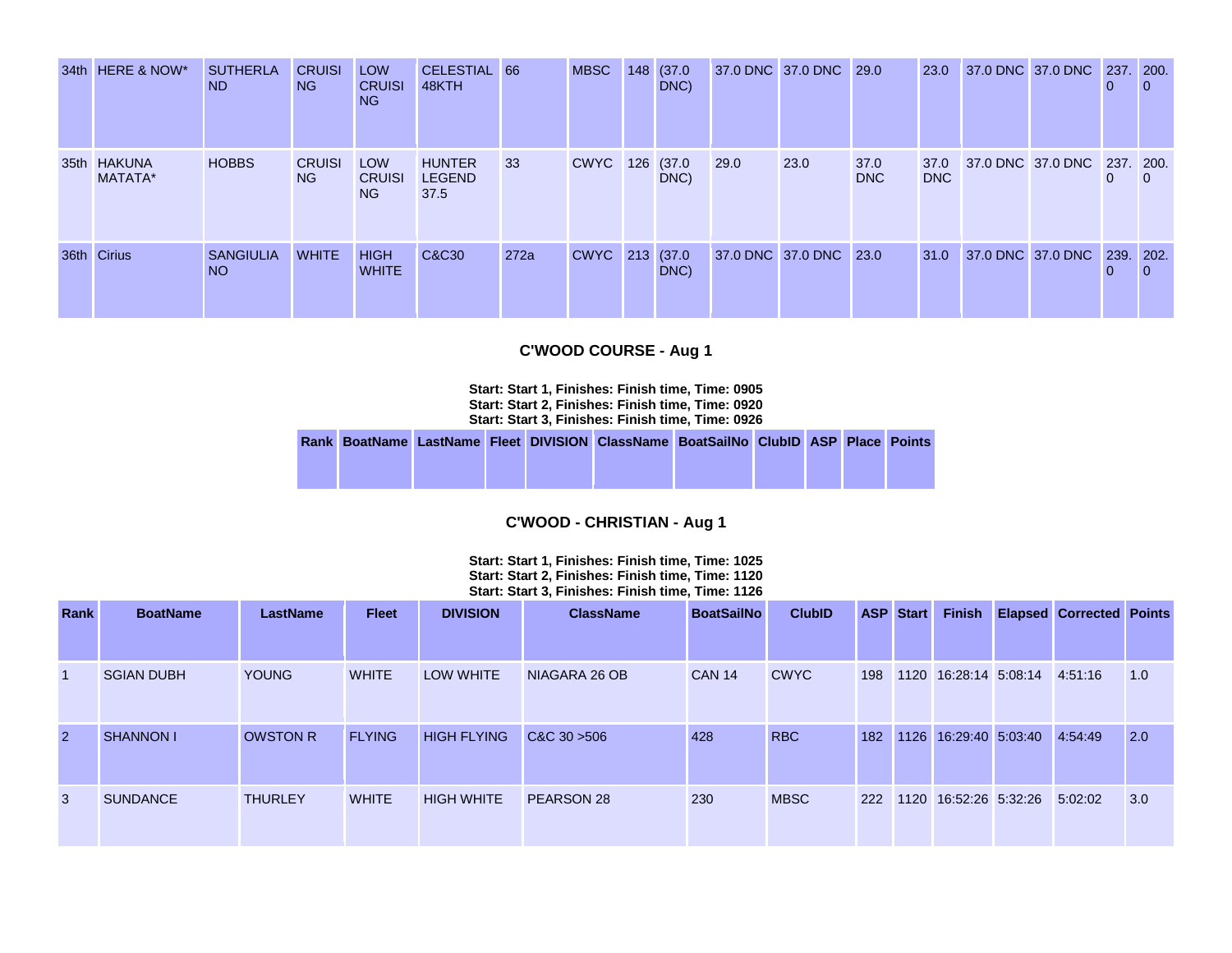| 34th | HERE & NOW* | SUTHERLAND | CRUISING | LOW CRUISING | CELESTIAL 48KTH | 66 | MBSC | 148 | (37.0 DNC) | 37.0 DNC | 37.0 DNC | 29.0 | 23.0 | 37.0 DNC | 37.0 DNC | 237.0 | 200.0 |
|---|---|---|---|---|---|---|---|---|---|---|---|---|---|---|---|---|---|
| 35th | HAKUNA MATATA* | HOBBS | CRUISING | LOW CRUISING | HUNTER LEGEND 37.5 | 33 | CWYC | 126 | (37.0 DNC) | 29.0 | 23.0 | 37.0 DNC | 37.0 DNC | 37.0 DNC | 37.0 DNC | 237.0 | 200.0 |
| 36th | Cirius | SANGIULIANO | WHITE | HIGH WHITE | C&C30 | 272a | CWYC | 213 | (37.0 DNC) | 37.0 DNC | 37.0 DNC | 23.0 | 31.0 | 37.0 DNC | 37.0 DNC | 239.0 | 202.0 |

## C'WOOD COURSE - Aug 1

**Start: Start 1, Finishes: Finish time, Time: 0905**
**Start: Start 2, Finishes: Finish time, Time: 0920**
**Start: Start 3, Finishes: Finish time, Time: 0926**

| Rank | BoatName | LastName | Fleet | DIVISION | ClassName | BoatSailNo | ClubID | ASP | Place | Points |
|---|---|---|---|---|---|---|---|---|---|---|

## C'WOOD - CHRISTIAN - Aug 1

**Start: Start 1, Finishes: Finish time, Time: 1025**
**Start: Start 2, Finishes: Finish time, Time: 1120**
**Start: Start 3, Finishes: Finish time, Time: 1126**

| Rank | BoatName | LastName | Fleet | DIVISION | ClassName | BoatSailNo | ClubID | ASP | Start | Finish | Elapsed | Corrected | Points |
|---|---|---|---|---|---|---|---|---|---|---|---|---|---|
| 1 | SGIAN DUBH | YOUNG | WHITE | LOW WHITE | NIAGARA 26 OB | CAN 14 | CWYC | 198 | 1120 | 16:28:14 | 5:08:14 | 4:51:16 | 1.0 |
| 2 | SHANNON I | OWSTON R | FLYING | HIGH FLYING | C&C 30 >506 | 428 | RBC | 182 | 1126 | 16:29:40 | 5:03:40 | 4:54:49 | 2.0 |
| 3 | SUNDANCE | THURLEY | WHITE | HIGH WHITE | PEARSON 28 | 230 | MBSC | 222 | 1120 | 16:52:26 | 5:32:26 | 5:02:02 | 3.0 |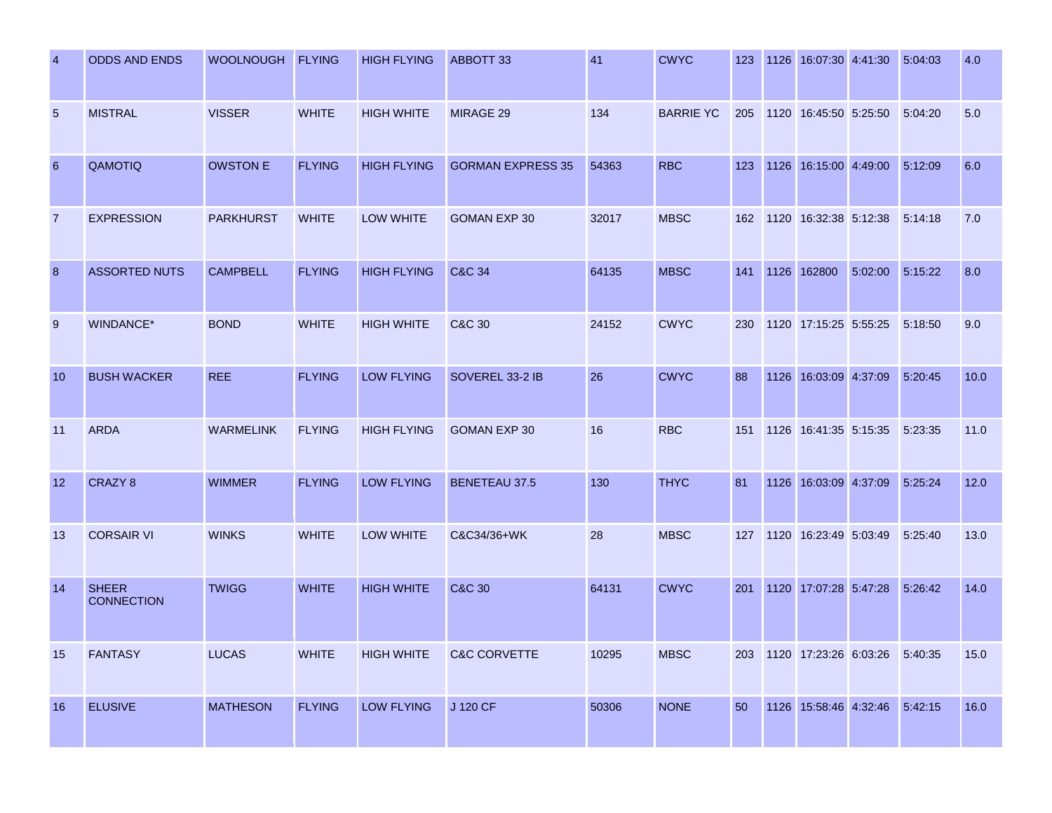| | | | | | | | | | | | | | |
|---|---|---|---|---|---|---|---|---|---|---|---|---|---|
| 4 | ODDS AND ENDS | WOOLNOUGH | FLYING | HIGH FLYING | ABBOTT 33 | 41 | CWYC | 123 | 1126 | 16:07:30 | 4:41:30 | 5:04:03 | 4.0 |
| 5 | MISTRAL | VISSER | WHITE | HIGH WHITE | MIRAGE 29 | 134 | BARRIE YC | 205 | 1120 | 16:45:50 | 5:25:50 | 5:04:20 | 5.0 |
| 6 | QAMOTIQ | OWSTON E | FLYING | HIGH FLYING | GORMAN EXPRESS 35 | 54363 | RBC | 123 | 1126 | 16:15:00 | 4:49:00 | 5:12:09 | 6.0 |
| 7 | EXPRESSION | PARKHURST | WHITE | LOW WHITE | GOMAN EXP 30 | 32017 | MBSC | 162 | 1120 | 16:32:38 | 5:12:38 | 5:14:18 | 7.0 |
| 8 | ASSORTED NUTS | CAMPBELL | FLYING | HIGH FLYING | C&C 34 | 64135 | MBSC | 141 | 1126 | 162800 | 5:02:00 | 5:15:22 | 8.0 |
| 9 | WINDANCE* | BOND | WHITE | HIGH WHITE | C&C 30 | 24152 | CWYC | 230 | 1120 | 17:15:25 | 5:55:25 | 5:18:50 | 9.0 |
| 10 | BUSH WACKER | REE | FLYING | LOW FLYING | SOVEREL 33-2 IB | 26 | CWYC | 88 | 1126 | 16:03:09 | 4:37:09 | 5:20:45 | 10.0 |
| 11 | ARDA | WARMELINK | FLYING | HIGH FLYING | GOMAN EXP 30 | 16 | RBC | 151 | 1126 | 16:41:35 | 5:15:35 | 5:23:35 | 11.0 |
| 12 | CRAZY 8 | WIMMER | FLYING | LOW FLYING | BENETEAU 37.5 | 130 | THYC | 81 | 1126 | 16:03:09 | 4:37:09 | 5:25:24 | 12.0 |
| 13 | CORSAIR VI | WINKS | WHITE | LOW WHITE | C&C34/36+WK | 28 | MBSC | 127 | 1120 | 16:23:49 | 5:03:49 | 5:25:40 | 13.0 |
| 14 | SHEER CONNECTION | TWIGG | WHITE | HIGH WHITE | C&C 30 | 64131 | CWYC | 201 | 1120 | 17:07:28 | 5:47:28 | 5:26:42 | 14.0 |
| 15 | FANTASY | LUCAS | WHITE | HIGH WHITE | C&C CORVETTE | 10295 | MBSC | 203 | 1120 | 17:23:26 | 6:03:26 | 5:40:35 | 15.0 |
| 16 | ELUSIVE | MATHESON | FLYING | LOW FLYING | J 120 CF | 50306 | NONE | 50 | 1126 | 15:58:46 | 4:32:46 | 5:42:15 | 16.0 |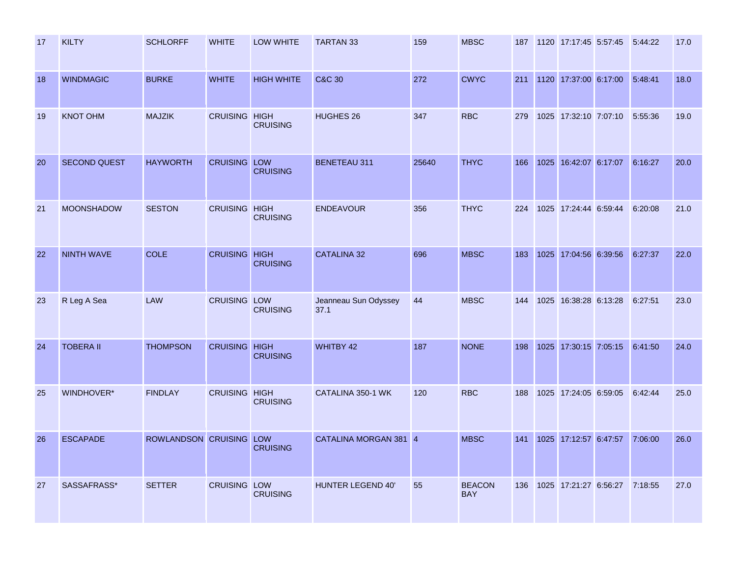| | | | | | | | | | | | | | |
|---|---|---|---|---|---|---|---|---|---|---|---|---|---|
| 17 | KILTY | SCHLORFF | WHITE | LOW WHITE | TARTAN 33 | 159 | MBSC | 187 | 1120 | 17:17:45 | 5:57:45 | 5:44:22 | 17.0 |
| 18 | WINDMAGIC | BURKE | WHITE | HIGH WHITE | C&C 30 | 272 | CWYC | 211 | 1120 | 17:37:00 | 6:17:00 | 5:48:41 | 18.0 |
| 19 | KNOT OHM | MAJZIK | CRUISING | HIGH CRUISING | HUGHES 26 | 347 | RBC | 279 | 1025 | 17:32:10 | 7:07:10 | 5:55:36 | 19.0 |
| 20 | SECOND QUEST | HAYWORTH | CRUISING | LOW CRUISING | BENETEAU 311 | 25640 | THYC | 166 | 1025 | 16:42:07 | 6:17:07 | 6:16:27 | 20.0 |
| 21 | MOONSHADOW | SESTON | CRUISING | HIGH CRUISING | ENDEAVOUR | 356 | THYC | 224 | 1025 | 17:24:44 | 6:59:44 | 6:20:08 | 21.0 |
| 22 | NINTH WAVE | COLE | CRUISING | HIGH CRUISING | CATALINA 32 | 696 | MBSC | 183 | 1025 | 17:04:56 | 6:39:56 | 6:27:37 | 22.0 |
| 23 | R Leg A Sea | LAW | CRUISING | LOW CRUISING | Jeanneau Sun Odyssey 37.1 | 44 | MBSC | 144 | 1025 | 16:38:28 | 6:13:28 | 6:27:51 | 23.0 |
| 24 | TOBERA II | THOMPSON | CRUISING | HIGH CRUISING | WHITBY 42 | 187 | NONE | 198 | 1025 | 17:30:15 | 7:05:15 | 6:41:50 | 24.0 |
| 25 | WINDHOVER* | FINDLAY | CRUISING | HIGH CRUISING | CATALINA 350-1 WK | 120 | RBC | 188 | 1025 | 17:24:05 | 6:59:05 | 6:42:44 | 25.0 |
| 26 | ESCAPADE | ROWLANDSON | CRUISING | LOW CRUISING | CATALINA MORGAN 381 | 4 | MBSC | 141 | 1025 | 17:12:57 | 6:47:57 | 7:06:00 | 26.0 |
| 27 | SASSAFRASS* | SETTER | CRUISING | LOW CRUISING | HUNTER LEGEND 40' | 55 | BEACON BAY | 136 | 1025 | 17:21:27 | 6:56:27 | 7:18:55 | 27.0 |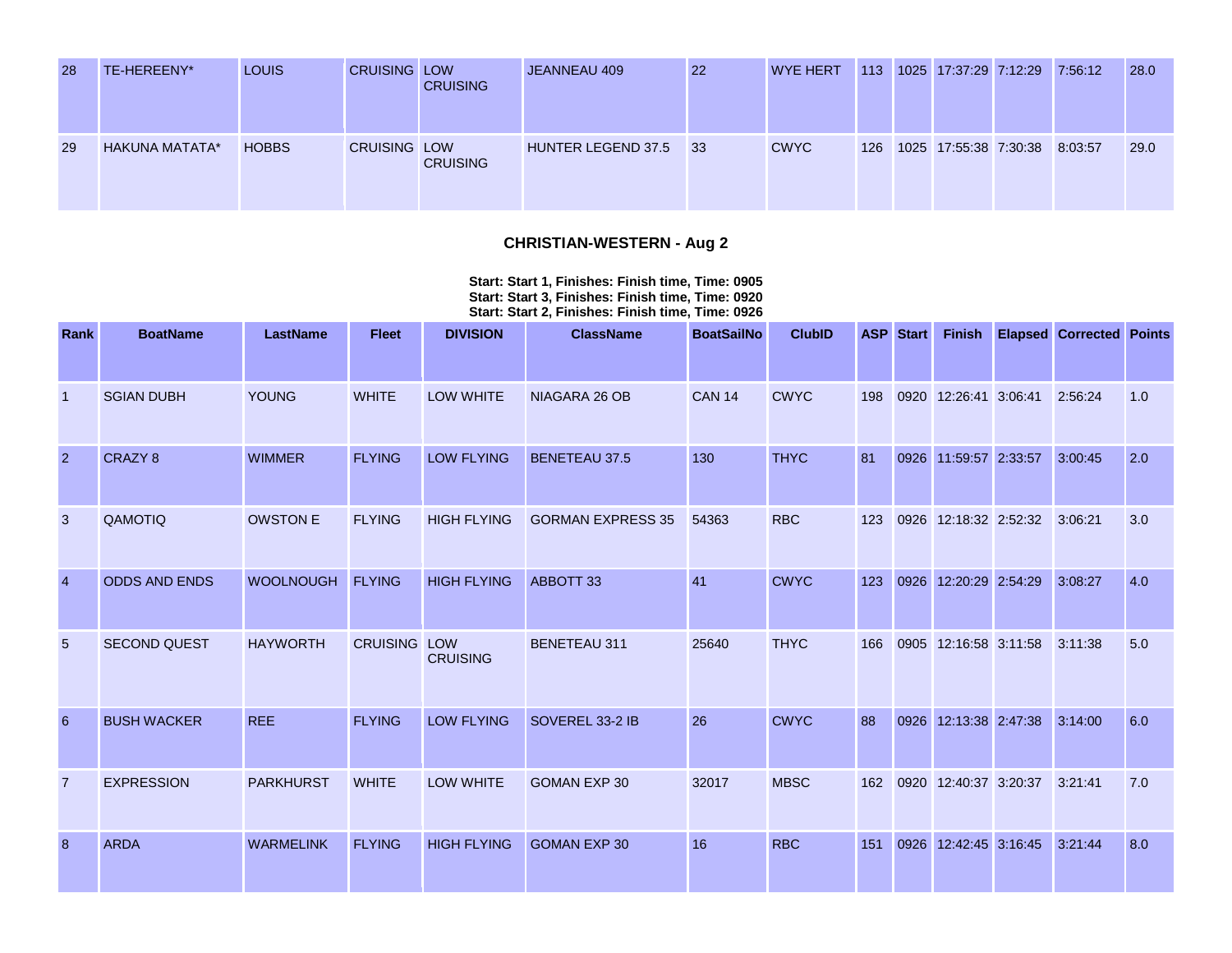| 28 | TE-HEREENY* | LOUIS | CRUISING | LOW CRUISING | JEANNEAU 409 | 22 | WYE HERT | 113 | 1025 | 17:37:29 | 7:12:29 | 7:56:12 | 28.0 |
|---|---|---|---|---|---|---|---|---|---|---|---|---|---|
| 29 | HAKUNA MATATA* | HOBBS | CRUISING | LOW CRUISING | HUNTER LEGEND 37.5 | 33 | CWYC | 126 | 1025 | 17:55:38 | 7:30:38 | 8:03:57 | 29.0 |

## CHRISTIAN-WESTERN - Aug 2

**Start: Start 1, Finishes: Finish time, Time: 0905**
**Start: Start 3, Finishes: Finish time, Time: 0920**
**Start: Start 2, Finishes: Finish time, Time: 0926**

| Rank | BoatName | LastName | Fleet | DIVISION | ClassName | BoatSailNo | ClubID | ASP | Start | Finish | Elapsed | Corrected | Points |
|---|---|---|---|---|---|---|---|---|---|---|---|---|---|
| 1 | SGIAN DUBH | YOUNG | WHITE | LOW WHITE | NIAGARA 26 OB | CAN 14 | CWYC | 198 | 0920 | 12:26:41 | 3:06:41 | 2:56:24 | 1.0 |
| 2 | CRAZY 8 | WIMMER | FLYING | LOW FLYING | BENETEAU 37.5 | 130 | THYC | 81 | 0926 | 11:59:57 | 2:33:57 | 3:00:45 | 2.0 |
| 3 | QAMOTIQ | OWSTON E | FLYING | HIGH FLYING | GORMAN EXPRESS 35 | 54363 | RBC | 123 | 0926 | 12:18:32 | 2:52:32 | 3:06:21 | 3.0 |
| 4 | ODDS AND ENDS | WOOLNOUGH | FLYING | HIGH FLYING | ABBOTT 33 | 41 | CWYC | 123 | 0926 | 12:20:29 | 2:54:29 | 3:08:27 | 4.0 |
| 5 | SECOND QUEST | HAYWORTH | CRUISING | LOW CRUISING | BENETEAU 311 | 25640 | THYC | 166 | 0905 | 12:16:58 | 3:11:58 | 3:11:38 | 5.0 |
| 6 | BUSH WACKER | REE | FLYING | LOW FLYING | SOVEREL 33-2 IB | 26 | CWYC | 88 | 0926 | 12:13:38 | 2:47:38 | 3:14:00 | 6.0 |
| 7 | EXPRESSION | PARKHURST | WHITE | LOW WHITE | GOMAN EXP 30 | 32017 | MBSC | 162 | 0920 | 12:40:37 | 3:20:37 | 3:21:41 | 7.0 |
| 8 | ARDA | WARMELINK | FLYING | HIGH FLYING | GOMAN EXP 30 | 16 | RBC | 151 | 0926 | 12:42:45 | 3:16:45 | 3:21:44 | 8.0 |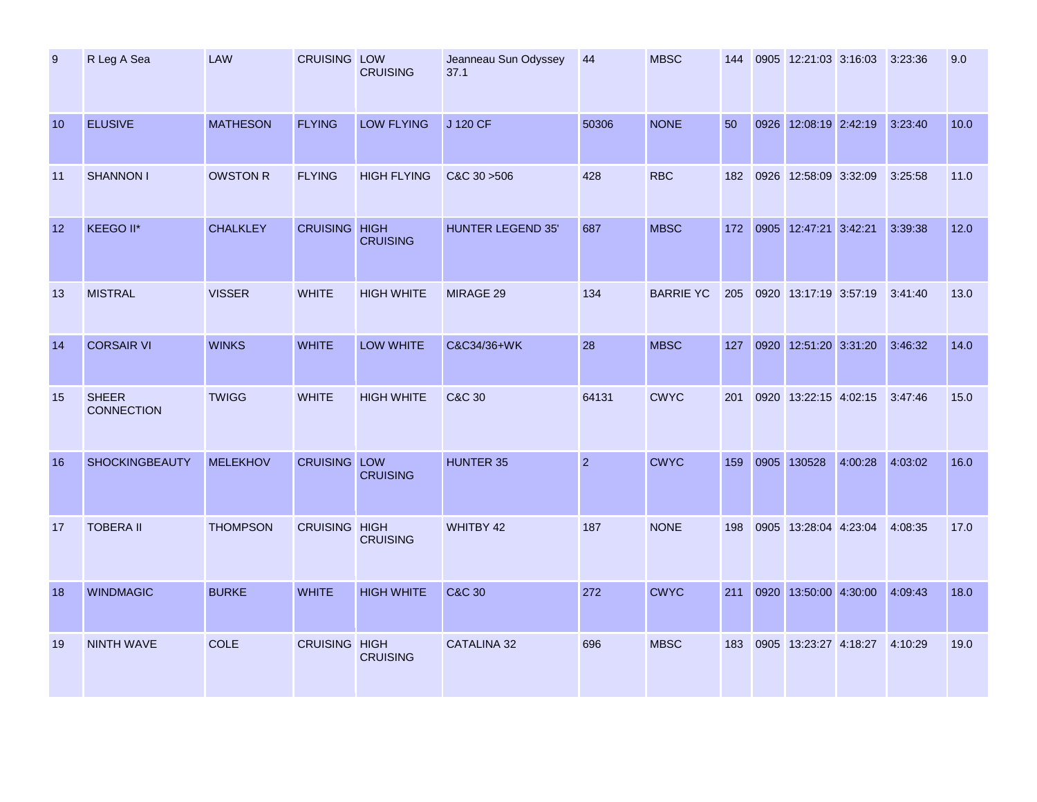| | | | | | | | | | | | | | |
|---|---|---|---|---|---|---|---|---|---|---|---|---|---|
| 9 | R Leg A Sea | LAW | CRUISING | LOW CRUISING | Jeanneau Sun Odyssey 37.1 | 44 | MBSC | 144 | 0905 | 12:21:03 | 3:16:03 | 3:23:36 | 9.0 |
| 10 | ELUSIVE | MATHESON | FLYING | LOW FLYING | J 120 CF | 50306 | NONE | 50 | 0926 | 12:08:19 | 2:42:19 | 3:23:40 | 10.0 |
| 11 | SHANNON I | OWSTON R | FLYING | HIGH FLYING | C&C 30 >506 | 428 | RBC | 182 | 0926 | 12:58:09 | 3:32:09 | 3:25:58 | 11.0 |
| 12 | KEEGO II* | CHALKLEY | CRUISING | HIGH CRUISING | HUNTER LEGEND 35' | 687 | MBSC | 172 | 0905 | 12:47:21 | 3:42:21 | 3:39:38 | 12.0 |
| 13 | MISTRAL | VISSER | WHITE | HIGH WHITE | MIRAGE 29 | 134 | BARRIE YC | 205 | 0920 | 13:17:19 | 3:57:19 | 3:41:40 | 13.0 |
| 14 | CORSAIR VI | WINKS | WHITE | LOW WHITE | C&C34/36+WK | 28 | MBSC | 127 | 0920 | 12:51:20 | 3:31:20 | 3:46:32 | 14.0 |
| 15 | SHEER CONNECTION | TWIGG | WHITE | HIGH WHITE | C&C 30 | 64131 | CWYC | 201 | 0920 | 13:22:15 | 4:02:15 | 3:47:46 | 15.0 |
| 16 | SHOCKINGBEAUTY | MELEKHOV | CRUISING | LOW CRUISING | HUNTER 35 | 2 | CWYC | 159 | 0905 | 130528 | 4:00:28 | 4:03:02 | 16.0 |
| 17 | TOBERA II | THOMPSON | CRUISING | HIGH CRUISING | WHITBY 42 | 187 | NONE | 198 | 0905 | 13:28:04 | 4:23:04 | 4:08:35 | 17.0 |
| 18 | WINDMAGIC | BURKE | WHITE | HIGH WHITE | C&C 30 | 272 | CWYC | 211 | 0920 | 13:50:00 | 4:30:00 | 4:09:43 | 18.0 |
| 19 | NINTH WAVE | COLE | CRUISING | HIGH CRUISING | CATALINA 32 | 696 | MBSC | 183 | 0905 | 13:23:27 | 4:18:27 | 4:10:29 | 19.0 |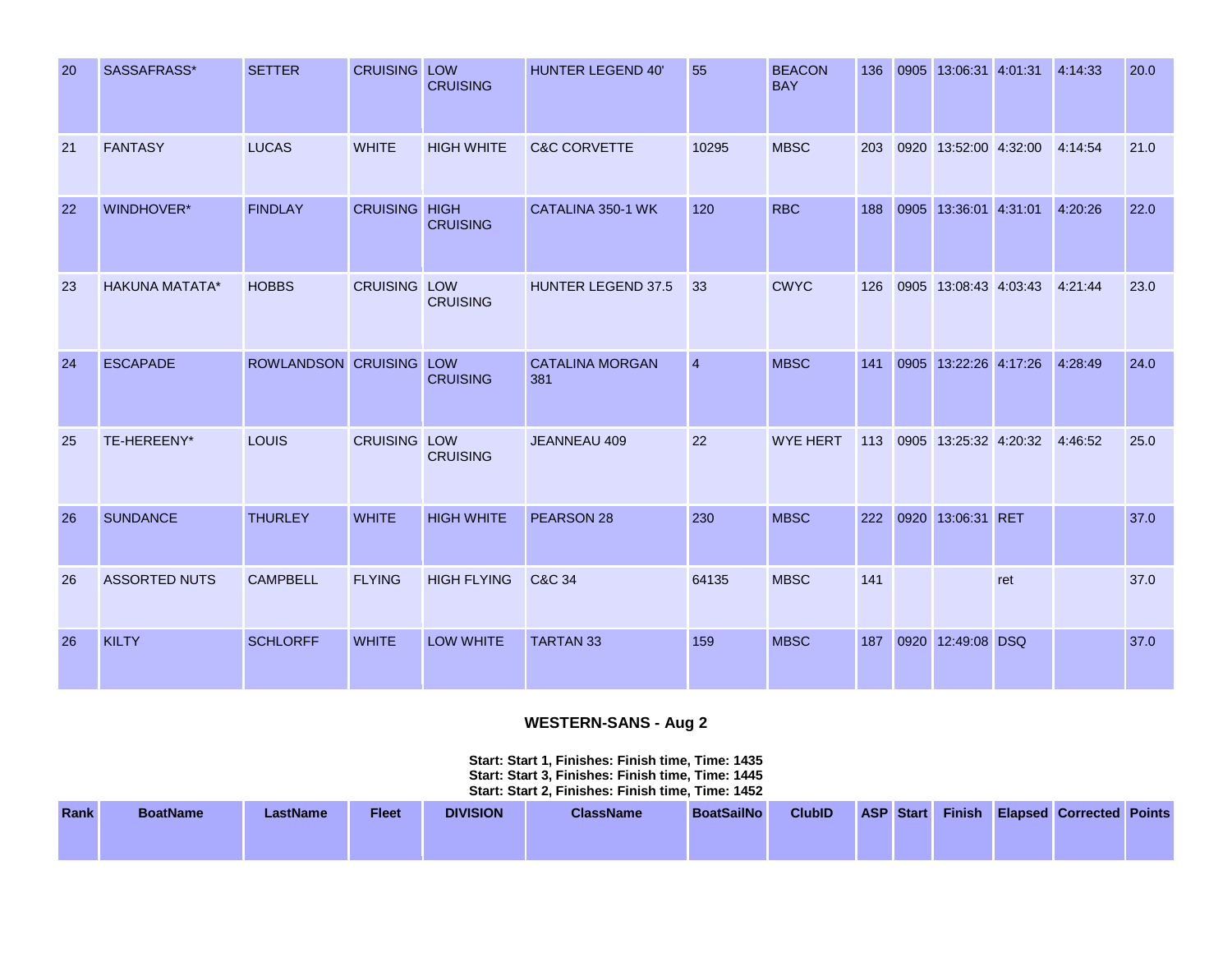| 20 | SASSAFRASS* | SETTER | CRUISING | LOW CRUISING | HUNTER LEGEND 40' | 55 | BEACON BAY | 136 | 0905 | 13:06:31 | 4:01:31 | 4:14:33 | 20.0 |
|---|---|---|---|---|---|---|---|---|---|---|---|---|---|
| 21 | FANTASY | LUCAS | WHITE | HIGH WHITE | C&C CORVETTE | 10295 | MBSC | 203 | 0920 | 13:52:00 | 4:32:00 | 4:14:54 | 21.0 |
| 22 | WINDHOVER* | FINDLAY | CRUISING | HIGH CRUISING | CATALINA 350-1 WK | 120 | RBC | 188 | 0905 | 13:36:01 | 4:31:01 | 4:20:26 | 22.0 |
| 23 | HAKUNA MATATA* | HOBBS | CRUISING | LOW CRUISING | HUNTER LEGEND 37.5 | 33 | CWYC | 126 | 0905 | 13:08:43 | 4:03:43 | 4:21:44 | 23.0 |
| 24 | ESCAPADE | ROWLANDSON | CRUISING | LOW CRUISING | CATALINA MORGAN 381 | 4 | MBSC | 141 | 0905 | 13:22:26 | 4:17:26 | 4:28:49 | 24.0 |
| 25 | TE-HEREENY* | LOUIS | CRUISING | LOW CRUISING | JEANNEAU 409 | 22 | WYE HERT | 113 | 0905 | 13:25:32 | 4:20:32 | 4:46:52 | 25.0 |
| 26 | SUNDANCE | THURLEY | WHITE | HIGH WHITE | PEARSON 28 | 230 | MBSC | 222 | 0920 | 13:06:31 | RET | | 37.0 |
| 26 | ASSORTED NUTS | CAMPBELL | FLYING | HIGH FLYING | C&C 34 | 64135 | MBSC | 141 | | | ret | | 37.0 |
| 26 | KILTY | SCHLORFF | WHITE | LOW WHITE | TARTAN 33 | 159 | MBSC | 187 | 0920 | 12:49:08 | DSQ | | 37.0 |

## WESTERN-SANS - Aug 2

**Start: Start 1, Finishes: Finish time, Time: 1435**
**Start: Start 3, Finishes: Finish time, Time: 1445**
**Start: Start 2, Finishes: Finish time, Time: 1452**

| Rank | BoatName | LastName | Fleet | DIVISION | ClassName | BoatSailNo | ClubID | ASP | Start | Finish | Elapsed | Corrected | Points |
|---|---|---|---|---|---|---|---|---|---|---|---|---|---|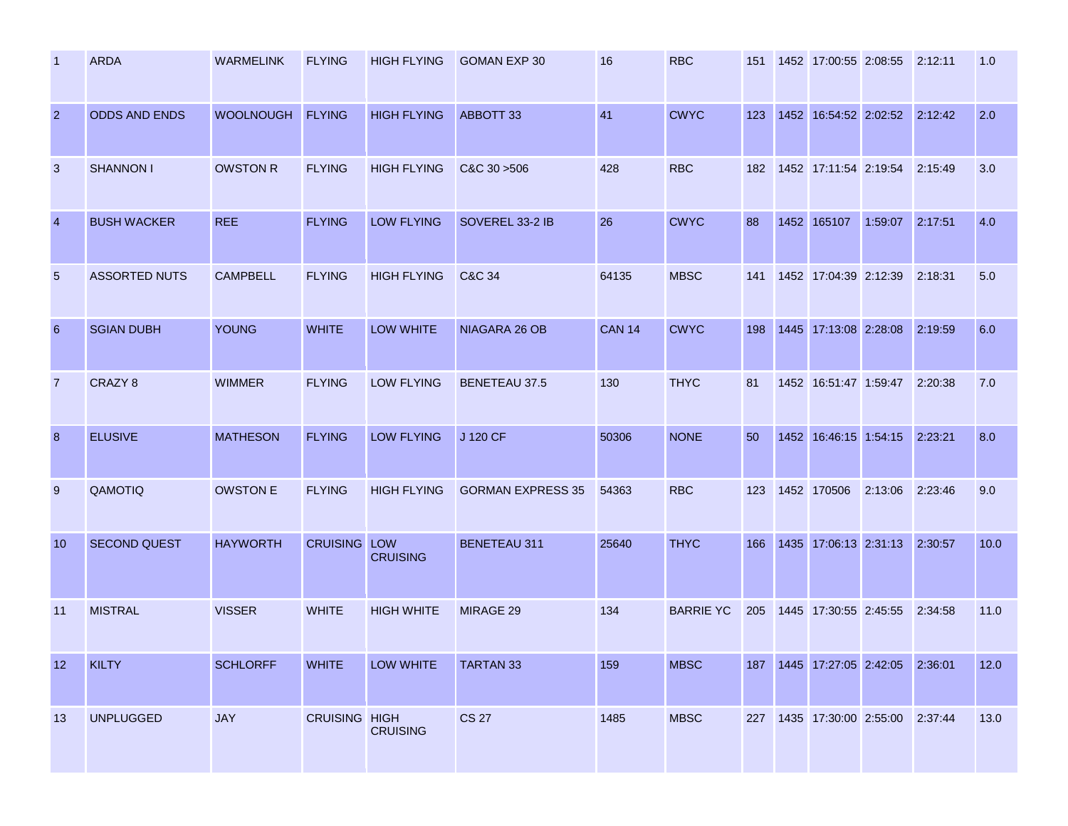| 1 | ARDA | WARMELINK | FLYING | HIGH FLYING | GOMAN EXP 30 | 16 | RBC | 151 | 1452 | 17:00:55 | 2:08:55 | 2:12:11 | 1.0 |
|---|---|---|---|---|---|---|---|---|---|---|---|---|---|
| 2 | ODDS AND ENDS | WOOLNOUGH | FLYING | HIGH FLYING | ABBOTT 33 | 41 | CWYC | 123 | 1452 | 16:54:52 | 2:02:52 | 2:12:42 | 2.0 |
| 3 | SHANNON I | OWSTON R | FLYING | HIGH FLYING | C&C 30 >506 | 428 | RBC | 182 | 1452 | 17:11:54 | 2:19:54 | 2:15:49 | 3.0 |
| 4 | BUSH WACKER | REE | FLYING | LOW FLYING | SOVEREL 33-2 IB | 26 | CWYC | 88 | 1452 | 165107 | 1:59:07 | 2:17:51 | 4.0 |
| 5 | ASSORTED NUTS | CAMPBELL | FLYING | HIGH FLYING | C&C 34 | 64135 | MBSC | 141 | 1452 | 17:04:39 | 2:12:39 | 2:18:31 | 5.0 |
| 6 | SGIAN DUBH | YOUNG | WHITE | LOW WHITE | NIAGARA 26 OB | CAN 14 | CWYC | 198 | 1445 | 17:13:08 | 2:28:08 | 2:19:59 | 6.0 |
| 7 | CRAZY 8 | WIMMER | FLYING | LOW FLYING | BENETEAU 37.5 | 130 | THYC | 81 | 1452 | 16:51:47 | 1:59:47 | 2:20:38 | 7.0 |
| 8 | ELUSIVE | MATHESON | FLYING | LOW FLYING | J 120 CF | 50306 | NONE | 50 | 1452 | 16:46:15 | 1:54:15 | 2:23:21 | 8.0 |
| 9 | QAMOTIQ | OWSTON E | FLYING | HIGH FLYING | GORMAN EXPRESS 35 | 54363 | RBC | 123 | 1452 | 170506 | 2:13:06 | 2:23:46 | 9.0 |
| 10 | SECOND QUEST | HAYWORTH | CRUISING | LOW CRUISING | BENETEAU 311 | 25640 | THYC | 166 | 1435 | 17:06:13 | 2:31:13 | 2:30:57 | 10.0 |
| 11 | MISTRAL | VISSER | WHITE | HIGH WHITE | MIRAGE 29 | 134 | BARRIE YC | 205 | 1445 | 17:30:55 | 2:45:55 | 2:34:58 | 11.0 |
| 12 | KILTY | SCHLORFF | WHITE | LOW WHITE | TARTAN 33 | 159 | MBSC | 187 | 1445 | 17:27:05 | 2:42:05 | 2:36:01 | 12.0 |
| 13 | UNPLUGGED | JAY | CRUISING | HIGH CRUISING | CS 27 | 1485 | MBSC | 227 | 1435 | 17:30:00 | 2:55:00 | 2:37:44 | 13.0 |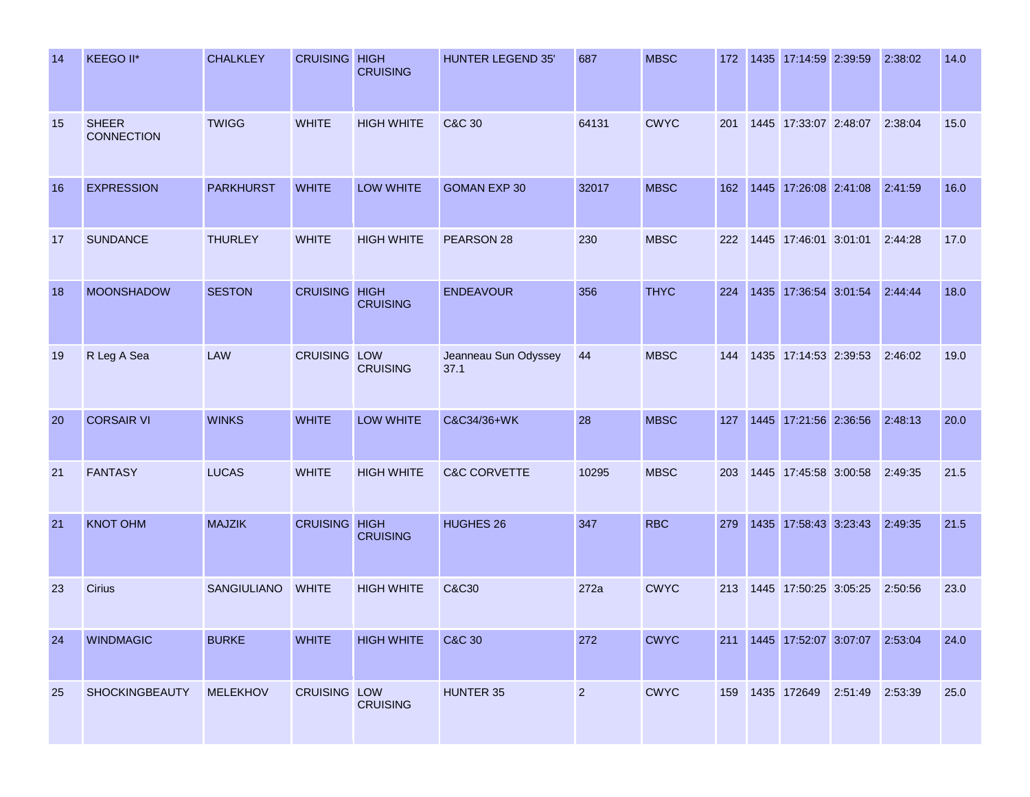| | | | | | | | | | | | | | |
|---|---|---|---|---|---|---|---|---|---|---|---|---|---|
| 14 | KEEGO II* | CHALKLEY | CRUISING | HIGH CRUISING | HUNTER LEGEND 35' | 687 | MBSC | 172 | 1435 | 17:14:59 | 2:39:59 | 2:38:02 | 14.0 |
| 15 | SHEER CONNECTION | TWIGG | WHITE | HIGH WHITE | C&C 30 | 64131 | CWYC | 201 | 1445 | 17:33:07 | 2:48:07 | 2:38:04 | 15.0 |
| 16 | EXPRESSION | PARKHURST | WHITE | LOW WHITE | GOMAN EXP 30 | 32017 | MBSC | 162 | 1445 | 17:26:08 | 2:41:08 | 2:41:59 | 16.0 |
| 17 | SUNDANCE | THURLEY | WHITE | HIGH WHITE | PEARSON 28 | 230 | MBSC | 222 | 1445 | 17:46:01 | 3:01:01 | 2:44:28 | 17.0 |
| 18 | MOONSHADOW | SESTON | CRUISING | HIGH CRUISING | ENDEAVOUR | 356 | THYC | 224 | 1435 | 17:36:54 | 3:01:54 | 2:44:44 | 18.0 |
| 19 | R Leg A Sea | LAW | CRUISING | LOW CRUISING | Jeanneau Sun Odyssey 37.1 | 44 | MBSC | 144 | 1435 | 17:14:53 | 2:39:53 | 2:46:02 | 19.0 |
| 20 | CORSAIR VI | WINKS | WHITE | LOW WHITE | C&C34/36+WK | 28 | MBSC | 127 | 1445 | 17:21:56 | 2:36:56 | 2:48:13 | 20.0 |
| 21 | FANTASY | LUCAS | WHITE | HIGH WHITE | C&C CORVETTE | 10295 | MBSC | 203 | 1445 | 17:45:58 | 3:00:58 | 2:49:35 | 21.5 |
| 21 | KNOT OHM | MAJZIK | CRUISING | HIGH CRUISING | HUGHES 26 | 347 | RBC | 279 | 1435 | 17:58:43 | 3:23:43 | 2:49:35 | 21.5 |
| 23 | Cirius | SANGIULIANO | WHITE | HIGH WHITE | C&C30 | 272a | CWYC | 213 | 1445 | 17:50:25 | 3:05:25 | 2:50:56 | 23.0 |
| 24 | WINDMAGIC | BURKE | WHITE | HIGH WHITE | C&C 30 | 272 | CWYC | 211 | 1445 | 17:52:07 | 3:07:07 | 2:53:04 | 24.0 |
| 25 | SHOCKINGBEAUTY | MELEKHOV | CRUISING | LOW CRUISING | HUNTER 35 | 2 | CWYC | 159 | 1435 | 172649 | 2:51:49 | 2:53:39 | 25.0 |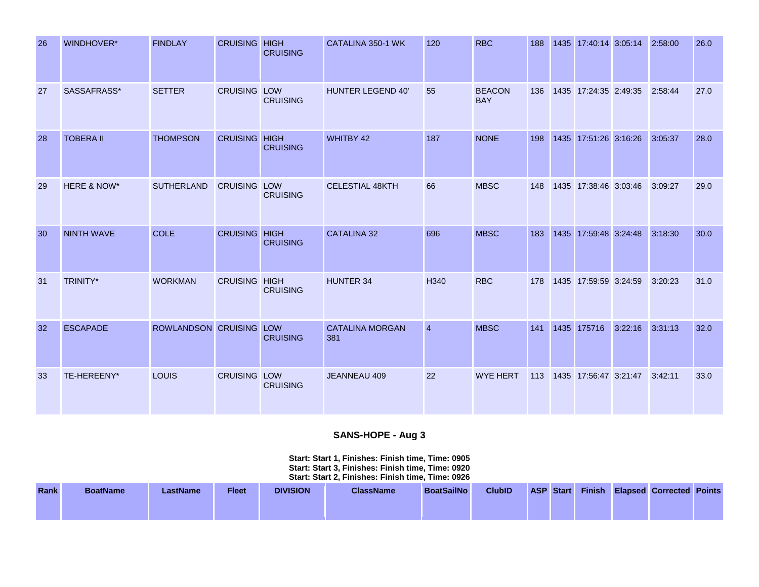| 26 | WINDHOVER* | FINDLAY | CRUISING | HIGH CRUISING | CATALINA 350-1 WK | 120 | RBC | 188 | 1435 | 17:40:14 | 3:05:14 | 2:58:00 | 26.0 |
|---|---|---|---|---|---|---|---|---|---|---|---|---|---|
| 27 | SASSAFRASS* | SETTER | CRUISING | LOW CRUISING | HUNTER LEGEND 40' | 55 | BEACON BAY | 136 | 1435 | 17:24:35 | 2:49:35 | 2:58:44 | 27.0 |
| 28 | TOBERA II | THOMPSON | CRUISING | HIGH CRUISING | WHITBY 42 | 187 | NONE | 198 | 1435 | 17:51:26 | 3:16:26 | 3:05:37 | 28.0 |
| 29 | HERE & NOW* | SUTHERLAND | CRUISING | LOW CRUISING | CELESTIAL 48KTH | 66 | MBSC | 148 | 1435 | 17:38:46 | 3:03:46 | 3:09:27 | 29.0 |
| 30 | NINTH WAVE | COLE | CRUISING | HIGH CRUISING | CATALINA 32 | 696 | MBSC | 183 | 1435 | 17:59:48 | 3:24:48 | 3:18:30 | 30.0 |
| 31 | TRINITY* | WORKMAN | CRUISING | HIGH CRUISING | HUNTER 34 | H340 | RBC | 178 | 1435 | 17:59:59 | 3:24:59 | 3:20:23 | 31.0 |
| 32 | ESCAPADE | ROWLANDSON | CRUISING | LOW CRUISING | CATALINA MORGAN 381 | 4 | MBSC | 141 | 1435 | 175716 | 3:22:16 | 3:31:13 | 32.0 |
| 33 | TE-HEREENY* | LOUIS | CRUISING | LOW CRUISING | JEANNEAU 409 | 22 | WYE HERT | 113 | 1435 | 17:56:47 | 3:21:47 | 3:42:11 | 33.0 |

## SANS-HOPE - Aug 3

**Start: Start 1, Finishes: Finish time, Time: 0905**
**Start: Start 3, Finishes: Finish time, Time: 0920**
**Start: Start 2, Finishes: Finish time, Time: 0926**

| Rank | BoatName | LastName | Fleet | DIVISION | ClassName | BoatSailNo | ClubID | ASP | Start | Finish | Elapsed | Corrected | Points |
|---|---|---|---|---|---|---|---|---|---|---|---|---|---|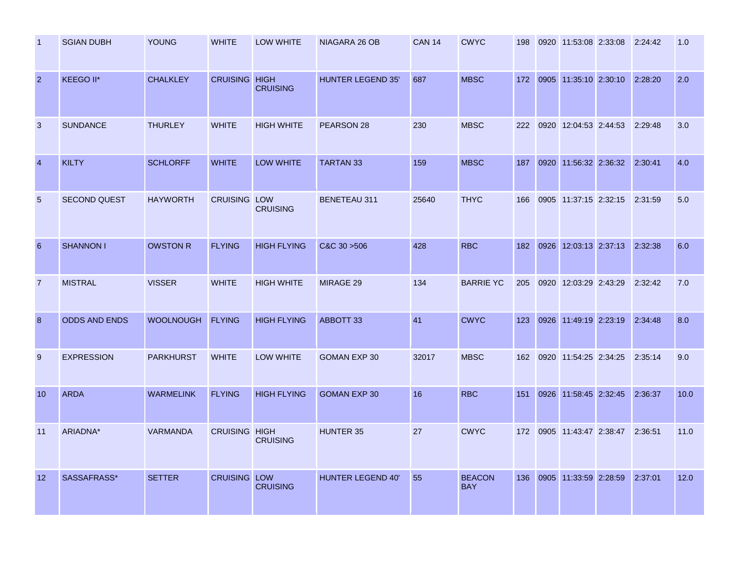| 1 | SGIAN DUBH | YOUNG | WHITE | LOW WHITE | NIAGARA 26 OB | CAN 14 | CWYC | 198 | 0920 | 11:53:08 | 2:33:08 | 2:24:42 | 1.0 |
|---|---|---|---|---|---|---|---|---|---|---|---|---|---|
| 2 | KEEGO II* | CHALKLEY | CRUISING | HIGH CRUISING | HUNTER LEGEND 35' | 687 | MBSC | 172 | 0905 | 11:35:10 | 2:30:10 | 2:28:20 | 2.0 |
| 3 | SUNDANCE | THURLEY | WHITE | HIGH WHITE | PEARSON 28 | 230 | MBSC | 222 | 0920 | 12:04:53 | 2:44:53 | 2:29:48 | 3.0 |
| 4 | KILTY | SCHLORFF | WHITE | LOW WHITE | TARTAN 33 | 159 | MBSC | 187 | 0920 | 11:56:32 | 2:36:32 | 2:30:41 | 4.0 |
| 5 | SECOND QUEST | HAYWORTH | CRUISING | LOW CRUISING | BENETEAU 311 | 25640 | THYC | 166 | 0905 | 11:37:15 | 2:32:15 | 2:31:59 | 5.0 |
| 6 | SHANNON I | OWSTON R | FLYING | HIGH FLYING | C&C 30 >506 | 428 | RBC | 182 | 0926 | 12:03:13 | 2:37:13 | 2:32:38 | 6.0 |
| 7 | MISTRAL | VISSER | WHITE | HIGH WHITE | MIRAGE 29 | 134 | BARRIE YC | 205 | 0920 | 12:03:29 | 2:43:29 | 2:32:42 | 7.0 |
| 8 | ODDS AND ENDS | WOOLNOUGH | FLYING | HIGH FLYING | ABBOTT 33 | 41 | CWYC | 123 | 0926 | 11:49:19 | 2:23:19 | 2:34:48 | 8.0 |
| 9 | EXPRESSION | PARKHURST | WHITE | LOW WHITE | GOMAN EXP 30 | 32017 | MBSC | 162 | 0920 | 11:54:25 | 2:34:25 | 2:35:14 | 9.0 |
| 10 | ARDA | WARMELINK | FLYING | HIGH FLYING | GOMAN EXP 30 | 16 | RBC | 151 | 0926 | 11:58:45 | 2:32:45 | 2:36:37 | 10.0 |
| 11 | ARIADNA* | VARMANDA | CRUISING | HIGH CRUISING | HUNTER 35 | 27 | CWYC | 172 | 0905 | 11:43:47 | 2:38:47 | 2:36:51 | 11.0 |
| 12 | SASSAFRASS* | SETTER | CRUISING | LOW CRUISING | HUNTER LEGEND 40' | 55 | BEACON BAY | 136 | 0905 | 11:33:59 | 2:28:59 | 2:37:01 | 12.0 |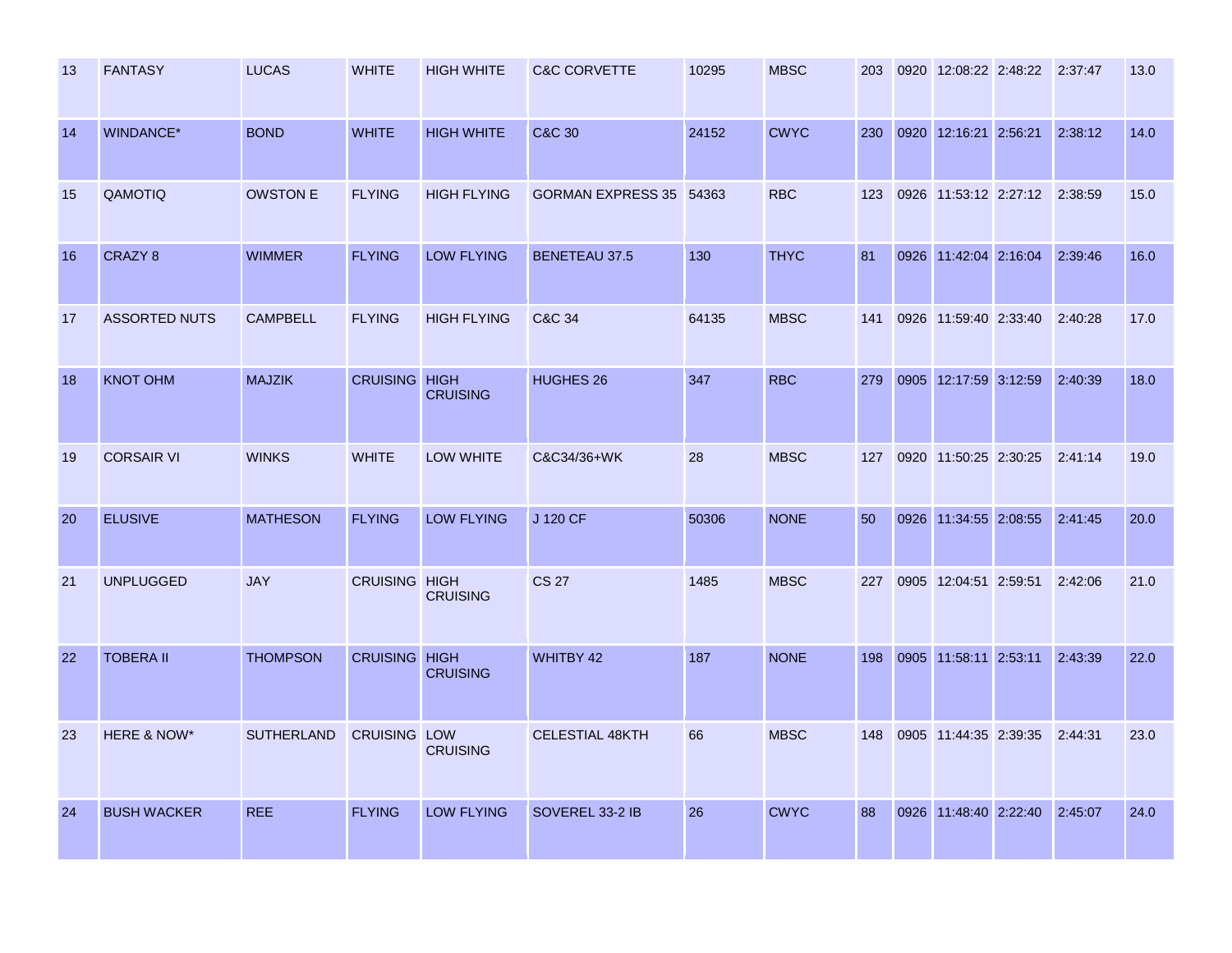| | | | | | | | | | | | | | |
|---|---|---|---|---|---|---|---|---|---|---|---|---|---|
| 13 | FANTASY | LUCAS | WHITE | HIGH WHITE | C&C CORVETTE | 10295 | MBSC | 203 | 0920 | 12:08:22 | 2:48:22 | 2:37:47 | 13.0 |
| 14 | WINDANCE* | BOND | WHITE | HIGH WHITE | C&C 30 | 24152 | CWYC | 230 | 0920 | 12:16:21 | 2:56:21 | 2:38:12 | 14.0 |
| 15 | QAMOTIQ | OWSTON E | FLYING | HIGH FLYING | GORMAN EXPRESS 35 | 54363 | RBC | 123 | 0926 | 11:53:12 | 2:27:12 | 2:38:59 | 15.0 |
| 16 | CRAZY 8 | WIMMER | FLYING | LOW FLYING | BENETEAU 37.5 | 130 | THYC | 81 | 0926 | 11:42:04 | 2:16:04 | 2:39:46 | 16.0 |
| 17 | ASSORTED NUTS | CAMPBELL | FLYING | HIGH FLYING | C&C 34 | 64135 | MBSC | 141 | 0926 | 11:59:40 | 2:33:40 | 2:40:28 | 17.0 |
| 18 | KNOT OHM | MAJZIK | CRUISING | HIGH CRUISING | HUGHES 26 | 347 | RBC | 279 | 0905 | 12:17:59 | 3:12:59 | 2:40:39 | 18.0 |
| 19 | CORSAIR VI | WINKS | WHITE | LOW WHITE | C&C34/36+WK | 28 | MBSC | 127 | 0920 | 11:50:25 | 2:30:25 | 2:41:14 | 19.0 |
| 20 | ELUSIVE | MATHESON | FLYING | LOW FLYING | J 120 CF | 50306 | NONE | 50 | 0926 | 11:34:55 | 2:08:55 | 2:41:45 | 20.0 |
| 21 | UNPLUGGED | JAY | CRUISING | HIGH CRUISING | CS 27 | 1485 | MBSC | 227 | 0905 | 12:04:51 | 2:59:51 | 2:42:06 | 21.0 |
| 22 | TOBERA II | THOMPSON | CRUISING | HIGH CRUISING | WHITBY 42 | 187 | NONE | 198 | 0905 | 11:58:11 | 2:53:11 | 2:43:39 | 22.0 |
| 23 | HERE & NOW* | SUTHERLAND | CRUISING | LOW CRUISING | CELESTIAL 48KTH | 66 | MBSC | 148 | 0905 | 11:44:35 | 2:39:35 | 2:44:31 | 23.0 |
| 24 | BUSH WACKER | REE | FLYING | LOW FLYING | SOVEREL 33-2 IB | 26 | CWYC | 88 | 0926 | 11:48:40 | 2:22:40 | 2:45:07 | 24.0 |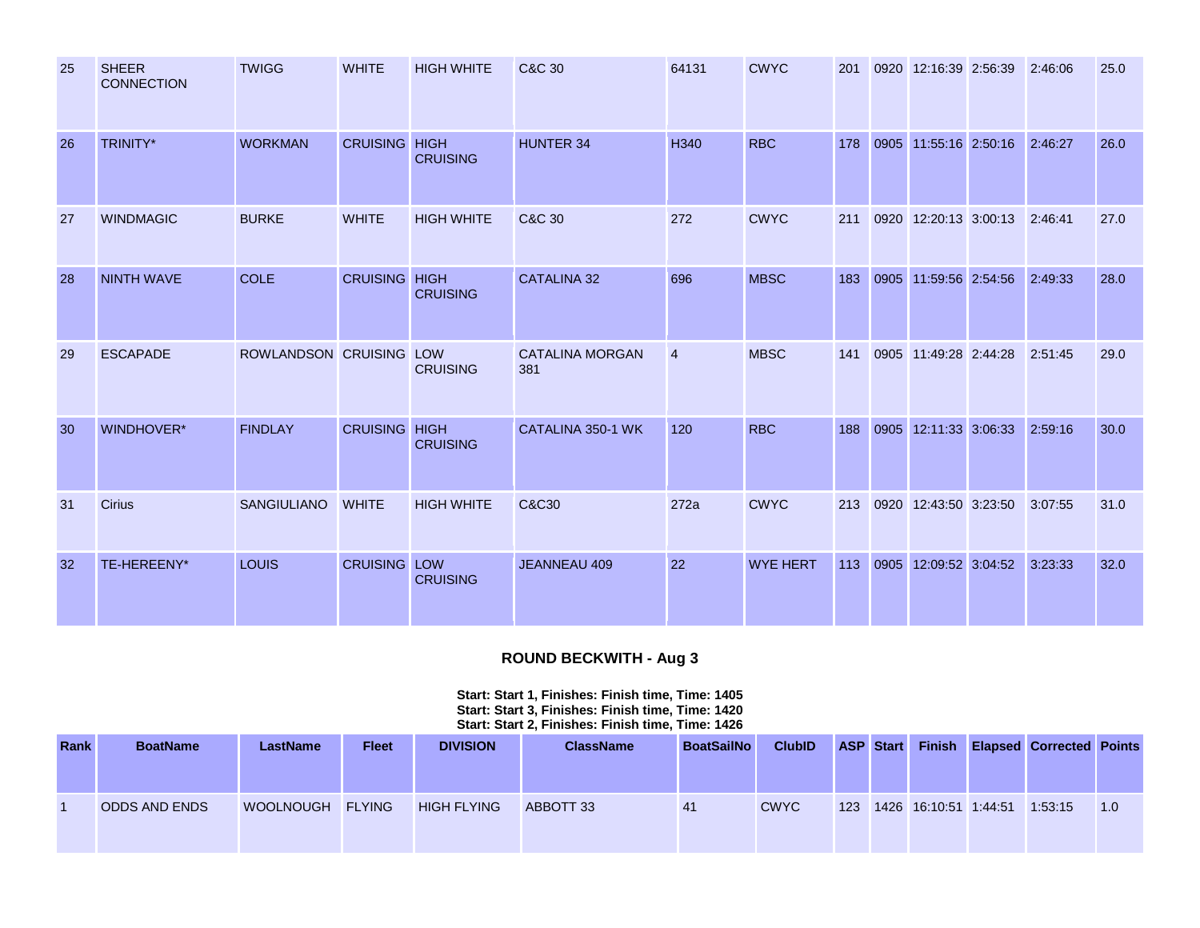| | | | | | | | | | | | | | |
|---|---|---|---|---|---|---|---|---|---|---|---|---|---|
| 25 | SHEER CONNECTION | TWIGG | WHITE | HIGH WHITE | C&C 30 | 64131 | CWYC | 201 | 0920 | 12:16:39 | 2:56:39 | 2:46:06 | 25.0 |
| 26 | TRINITY* | WORKMAN | CRUISING | HIGH CRUISING | HUNTER 34 | H340 | RBC | 178 | 0905 | 11:55:16 | 2:50:16 | 2:46:27 | 26.0 |
| 27 | WINDMAGIC | BURKE | WHITE | HIGH WHITE | C&C 30 | 272 | CWYC | 211 | 0920 | 12:20:13 | 3:00:13 | 2:46:41 | 27.0 |
| 28 | NINTH WAVE | COLE | CRUISING | HIGH CRUISING | CATALINA 32 | 696 | MBSC | 183 | 0905 | 11:59:56 | 2:54:56 | 2:49:33 | 28.0 |
| 29 | ESCAPADE | ROWLANDSON | CRUISING | LOW CRUISING | CATALINA MORGAN 381 | 4 | MBSC | 141 | 0905 | 11:49:28 | 2:44:28 | 2:51:45 | 29.0 |
| 30 | WINDHOVER* | FINDLAY | CRUISING | HIGH CRUISING | CATALINA 350-1 WK | 120 | RBC | 188 | 0905 | 12:11:33 | 3:06:33 | 2:59:16 | 30.0 |
| 31 | Cirius | SANGIULIANO | WHITE | HIGH WHITE | C&C30 | 272a | CWYC | 213 | 0920 | 12:43:50 | 3:23:50 | 3:07:55 | 31.0 |
| 32 | TE-HEREENY* | LOUIS | CRUISING | LOW CRUISING | JEANNEAU 409 | 22 | WYE HERT | 113 | 0905 | 12:09:52 | 3:04:52 | 3:23:33 | 32.0 |

## ROUND BECKWITH - Aug 3

**Start: Start 1, Finishes: Finish time, Time: 1405**
**Start: Start 3, Finishes: Finish time, Time: 1420**
**Start: Start 2, Finishes: Finish time, Time: 1426**

| Rank | BoatName | LastName | Fleet | DIVISION | ClassName | BoatSailNo | ClubID | ASP | Start | Finish | Elapsed | Corrected | Points |
|---|---|---|---|---|---|---|---|---|---|---|---|---|---|
| 1 | ODDS AND ENDS | WOOLNOUGH | FLYING | HIGH FLYING | ABBOTT 33 | 41 | CWYC | 123 | 1426 | 16:10:51 | 1:44:51 | 1:53:15 | 1.0 |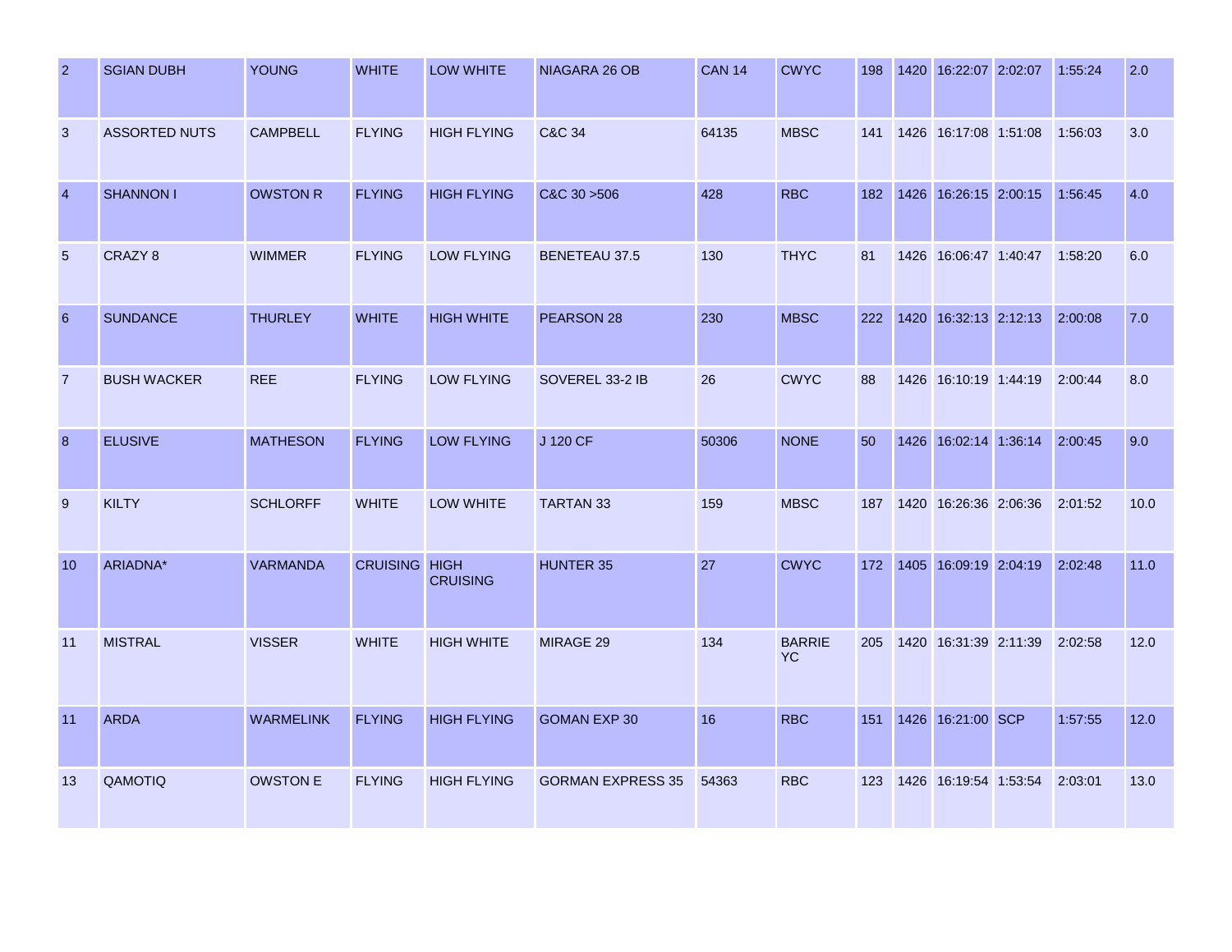| | | | | | | | | | | | | | |
|---|---|---|---|---|---|---|---|---|---|---|---|---|---|
| 2 | SGIAN DUBH | YOUNG | WHITE | LOW WHITE | NIAGARA 26 OB | CAN 14 | CWYC | 198 | 1420 | 16:22:07 | 2:02:07 | 1:55:24 | 2.0 |
| 3 | ASSORTED NUTS | CAMPBELL | FLYING | HIGH FLYING | C&C 34 | 64135 | MBSC | 141 | 1426 | 16:17:08 | 1:51:08 | 1:56:03 | 3.0 |
| 4 | SHANNON I | OWSTON R | FLYING | HIGH FLYING | C&C 30 >506 | 428 | RBC | 182 | 1426 | 16:26:15 | 2:00:15 | 1:56:45 | 4.0 |
| 5 | CRAZY 8 | WIMMER | FLYING | LOW FLYING | BENETEAU 37.5 | 130 | THYC | 81 | 1426 | 16:06:47 | 1:40:47 | 1:58:20 | 6.0 |
| 6 | SUNDANCE | THURLEY | WHITE | HIGH WHITE | PEARSON 28 | 230 | MBSC | 222 | 1420 | 16:32:13 | 2:12:13 | 2:00:08 | 7.0 |
| 7 | BUSH WACKER | REE | FLYING | LOW FLYING | SOVEREL 33-2 IB | 26 | CWYC | 88 | 1426 | 16:10:19 | 1:44:19 | 2:00:44 | 8.0 |
| 8 | ELUSIVE | MATHESON | FLYING | LOW FLYING | J 120 CF | 50306 | NONE | 50 | 1426 | 16:02:14 | 1:36:14 | 2:00:45 | 9.0 |
| 9 | KILTY | SCHLORFF | WHITE | LOW WHITE | TARTAN 33 | 159 | MBSC | 187 | 1420 | 16:26:36 | 2:06:36 | 2:01:52 | 10.0 |
| 10 | ARIADNA* | VARMANDA | CRUISING | HIGH CRUISING | HUNTER 35 | 27 | CWYC | 172 | 1405 | 16:09:19 | 2:04:19 | 2:02:48 | 11.0 |
| 11 | MISTRAL | VISSER | WHITE | HIGH WHITE | MIRAGE 29 | 134 | BARRIE YC | 205 | 1420 | 16:31:39 | 2:11:39 | 2:02:58 | 12.0 |
| 11 | ARDA | WARMELINK | FLYING | HIGH FLYING | GOMAN EXP 30 | 16 | RBC | 151 | 1426 | 16:21:00 | SCP | 1:57:55 | 12.0 |
| 13 | QAMOTIQ | OWSTON E | FLYING | HIGH FLYING | GORMAN EXPRESS 35 | 54363 | RBC | 123 | 1426 | 16:19:54 | 1:53:54 | 2:03:01 | 13.0 |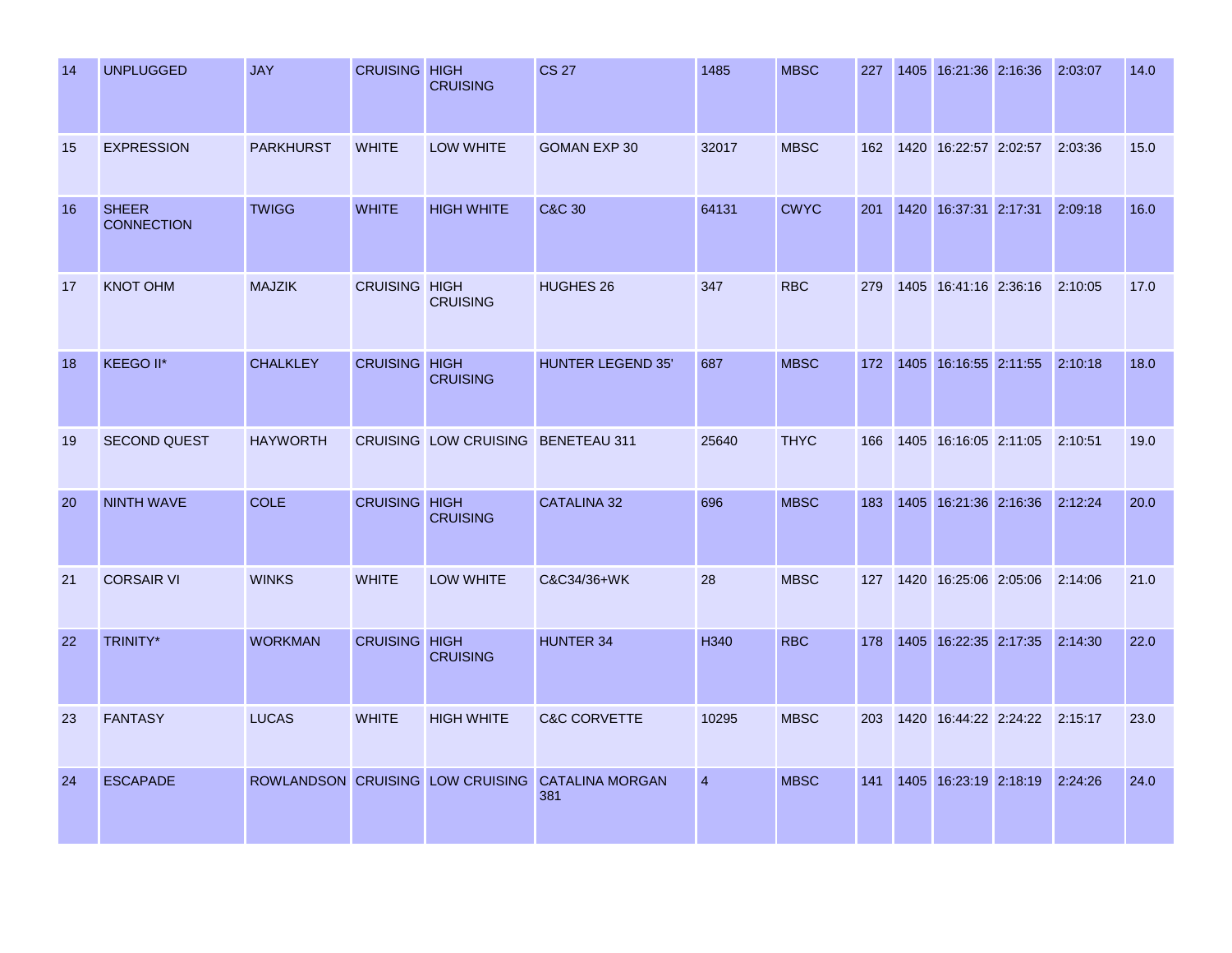| | | | | | | | | | | | | | |
|---|---|---|---|---|---|---|---|---|---|---|---|---|---|
| 14 | UNPLUGGED | JAY | CRUISING | HIGH CRUISING | CS 27 | 1485 | MBSC | 227 | 1405 | 16:21:36 | 2:16:36 | 2:03:07 | 14.0 |
| 15 | EXPRESSION | PARKHURST | WHITE | LOW WHITE | GOMAN EXP 30 | 32017 | MBSC | 162 | 1420 | 16:22:57 | 2:02:57 | 2:03:36 | 15.0 |
| 16 | SHEER CONNECTION | TWIGG | WHITE | HIGH WHITE | C&C 30 | 64131 | CWYC | 201 | 1420 | 16:37:31 | 2:17:31 | 2:09:18 | 16.0 |
| 17 | KNOT OHM | MAJZIK | CRUISING | HIGH CRUISING | HUGHES 26 | 347 | RBC | 279 | 1405 | 16:41:16 | 2:36:16 | 2:10:05 | 17.0 |
| 18 | KEEGO II* | CHALKLEY | CRUISING | HIGH CRUISING | HUNTER LEGEND 35' | 687 | MBSC | 172 | 1405 | 16:16:55 | 2:11:55 | 2:10:18 | 18.0 |
| 19 | SECOND QUEST | HAYWORTH | CRUISING | LOW CRUISING | BENETEAU 311 | 25640 | THYC | 166 | 1405 | 16:16:05 | 2:11:05 | 2:10:51 | 19.0 |
| 20 | NINTH WAVE | COLE | CRUISING | HIGH CRUISING | CATALINA 32 | 696 | MBSC | 183 | 1405 | 16:21:36 | 2:16:36 | 2:12:24 | 20.0 |
| 21 | CORSAIR VI | WINKS | WHITE | LOW WHITE | C&C34/36+WK | 28 | MBSC | 127 | 1420 | 16:25:06 | 2:05:06 | 2:14:06 | 21.0 |
| 22 | TRINITY* | WORKMAN | CRUISING | HIGH CRUISING | HUNTER 34 | H340 | RBC | 178 | 1405 | 16:22:35 | 2:17:35 | 2:14:30 | 22.0 |
| 23 | FANTASY | LUCAS | WHITE | HIGH WHITE | C&C CORVETTE | 10295 | MBSC | 203 | 1420 | 16:44:22 | 2:24:22 | 2:15:17 | 23.0 |
| 24 | ESCAPADE | ROWLANDSON | CRUISING | LOW CRUISING | CATALINA MORGAN 381 | 4 | MBSC | 141 | 1405 | 16:23:19 | 2:18:19 | 2:24:26 | 24.0 |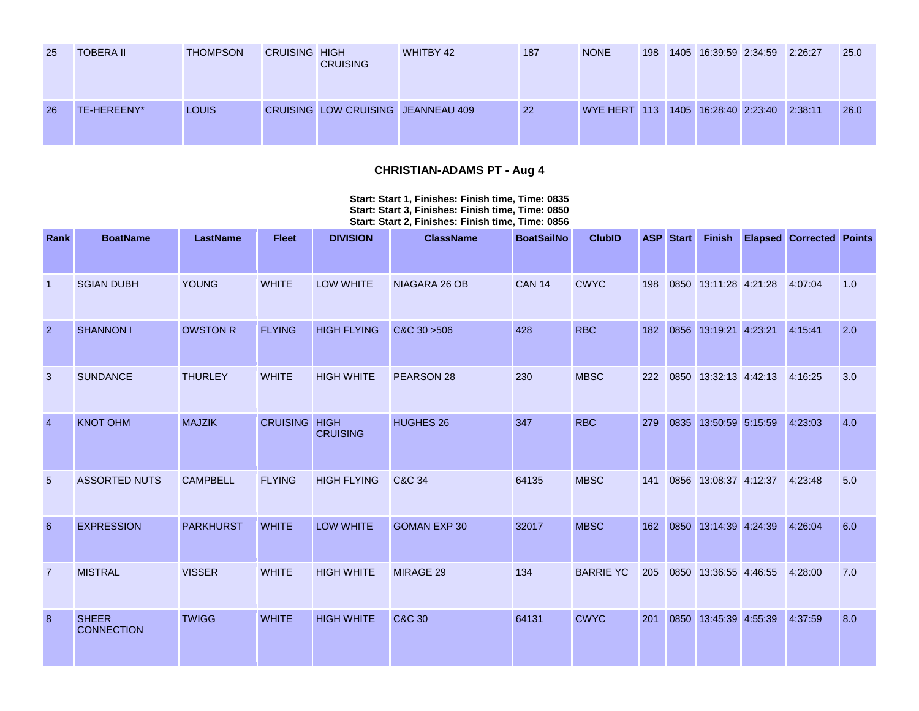| 25 | TOBERA II | THOMPSON | CRUISING | HIGH CRUISING | WHITBY 42 | 187 | NONE | 198 | 1405 | 16:39:59 | 2:34:59 | 2:26:27 | 25.0 |
|---|---|---|---|---|---|---|---|---|---|---|---|---|---|
| 26 | TE-HEREENY* | LOUIS | CRUISING | LOW CRUISING | JEANNEAU 409 | 22 | WYE HERT | 113 | 1405 | 16:28:40 | 2:23:40 | 2:38:11 | 26.0 |

## CHRISTIAN-ADAMS PT - Aug 4

**Start: Start 1, Finishes: Finish time, Time: 0835**
**Start: Start 3, Finishes: Finish time, Time: 0850**
**Start: Start 2, Finishes: Finish time, Time: 0856**

| Rank | BoatName | LastName | Fleet | DIVISION | ClassName | BoatSailNo | ClubID | ASP | Start | Finish | Elapsed | Corrected | Points |
|---|---|---|---|---|---|---|---|---|---|---|---|---|---|
| 1 | SGIAN DUBH | YOUNG | WHITE | LOW WHITE | NIAGARA 26 OB | CAN 14 | CWYC | 198 | 0850 | 13:11:28 | 4:21:28 | 4:07:04 | 1.0 |
| 2 | SHANNON I | OWSTON R | FLYING | HIGH FLYING | C&C 30 >506 | 428 | RBC | 182 | 0856 | 13:19:21 | 4:23:21 | 4:15:41 | 2.0 |
| 3 | SUNDANCE | THURLEY | WHITE | HIGH WHITE | PEARSON 28 | 230 | MBSC | 222 | 0850 | 13:32:13 | 4:42:13 | 4:16:25 | 3.0 |
| 4 | KNOT OHM | MAJZIK | CRUISING | HIGH CRUISING | HUGHES 26 | 347 | RBC | 279 | 0835 | 13:50:59 | 5:15:59 | 4:23:03 | 4.0 |
| 5 | ASSORTED NUTS | CAMPBELL | FLYING | HIGH FLYING | C&C 34 | 64135 | MBSC | 141 | 0856 | 13:08:37 | 4:12:37 | 4:23:48 | 5.0 |
| 6 | EXPRESSION | PARKHURST | WHITE | LOW WHITE | GOMAN EXP 30 | 32017 | MBSC | 162 | 0850 | 13:14:39 | 4:24:39 | 4:26:04 | 6.0 |
| 7 | MISTRAL | VISSER | WHITE | HIGH WHITE | MIRAGE 29 | 134 | BARRIE YC | 205 | 0850 | 13:36:55 | 4:46:55 | 4:28:00 | 7.0 |
| 8 | SHEER CONNECTION | TWIGG | WHITE | HIGH WHITE | C&C 30 | 64131 | CWYC | 201 | 0850 | 13:45:39 | 4:55:39 | 4:37:59 | 8.0 |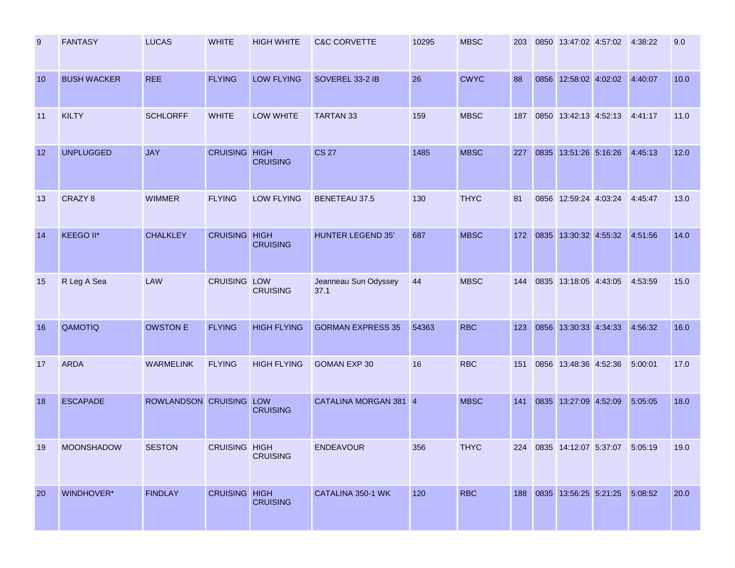| 9 | FANTASY | LUCAS | WHITE | HIGH WHITE | C&C CORVETTE | 10295 | MBSC | 203 | 0850 | 13:47:02 | 4:57:02 | 4:38:22 | 9.0 |
|---|---|---|---|---|---|---|---|---|---|---|---|---|---|
| 10 | BUSH WACKER | REE | FLYING | LOW FLYING | SOVEREL 33-2 IB | 26 | CWYC | 88 | 0856 | 12:58:02 | 4:02:02 | 4:40:07 | 10.0 |
| 11 | KILTY | SCHLORFF | WHITE | LOW WHITE | TARTAN 33 | 159 | MBSC | 187 | 0850 | 13:42:13 | 4:52:13 | 4:41:17 | 11.0 |
| 12 | UNPLUGGED | JAY | CRUISING | HIGH CRUISING | CS 27 | 1485 | MBSC | 227 | 0835 | 13:51:26 | 5:16:26 | 4:45:13 | 12.0 |
| 13 | CRAZY 8 | WIMMER | FLYING | LOW FLYING | BENETEAU 37.5 | 130 | THYC | 81 | 0856 | 12:59:24 | 4:03:24 | 4:45:47 | 13.0 |
| 14 | KEEGO II* | CHALKLEY | CRUISING | HIGH CRUISING | HUNTER LEGEND 35' | 687 | MBSC | 172 | 0835 | 13:30:32 | 4:55:32 | 4:51:56 | 14.0 |
| 15 | R Leg A Sea | LAW | CRUISING | LOW CRUISING | Jeanneau Sun Odyssey 37.1 | 44 | MBSC | 144 | 0835 | 13:18:05 | 4:43:05 | 4:53:59 | 15.0 |
| 16 | QAMOTIQ | OWSTON E | FLYING | HIGH FLYING | GORMAN EXPRESS 35 | 54363 | RBC | 123 | 0856 | 13:30:33 | 4:34:33 | 4:56:32 | 16.0 |
| 17 | ARDA | WARMELINK | FLYING | HIGH FLYING | GOMAN EXP 30 | 16 | RBC | 151 | 0856 | 13:48:36 | 4:52:36 | 5:00:01 | 17.0 |
| 18 | ESCAPADE | ROWLANDSON | CRUISING | LOW CRUISING | CATALINA MORGAN 381 | 4 | MBSC | 141 | 0835 | 13:27:09 | 4:52:09 | 5:05:05 | 18.0 |
| 19 | MOONSHADOW | SESTON | CRUISING | HIGH CRUISING | ENDEAVOUR | 356 | THYC | 224 | 0835 | 14:12:07 | 5:37:07 | 5:05:19 | 19.0 |
| 20 | WINDHOVER* | FINDLAY | CRUISING | HIGH CRUISING | CATALINA 350-1 WK | 120 | RBC | 188 | 0835 | 13:56:25 | 5:21:25 | 5:08:52 | 20.0 |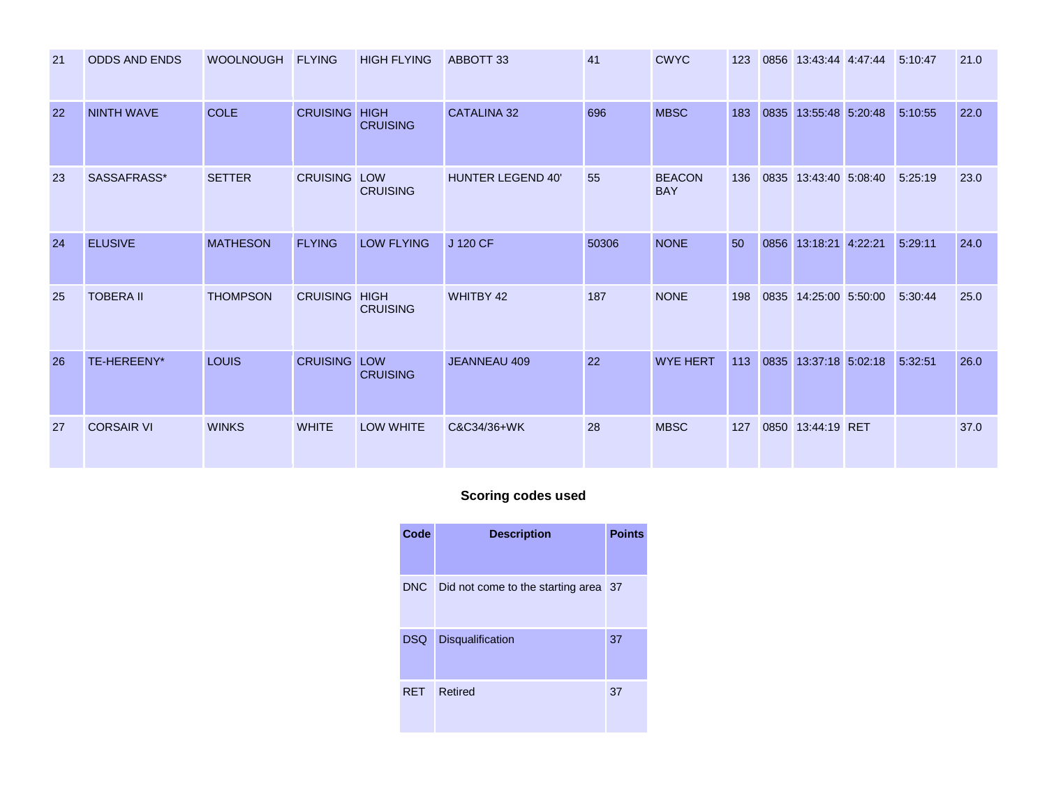| | | | | | | | | | | | | | |
|---|---|---|---|---|---|---|---|---|---|---|---|---|---|
| 21 | ODDS AND ENDS | WOOLNOUGH | FLYING | HIGH FLYING | ABBOTT 33 | 41 | CWYC | 123 | 0856 | 13:43:44 | 4:47:44 | 5:10:47 | 21.0 |
| 22 | NINTH WAVE | COLE | CRUISING | HIGH CRUISING | CATALINA 32 | 696 | MBSC | 183 | 0835 | 13:55:48 | 5:20:48 | 5:10:55 | 22.0 |
| 23 | SASSAFRASS* | SETTER | CRUISING | LOW CRUISING | HUNTER LEGEND 40' | 55 | BEACON BAY | 136 | 0835 | 13:43:40 | 5:08:40 | 5:25:19 | 23.0 |
| 24 | ELUSIVE | MATHESON | FLYING | LOW FLYING | J 120 CF | 50306 | NONE | 50 | 0856 | 13:18:21 | 4:22:21 | 5:29:11 | 24.0 |
| 25 | TOBERA II | THOMPSON | CRUISING | HIGH CRUISING | WHITBY 42 | 187 | NONE | 198 | 0835 | 14:25:00 | 5:50:00 | 5:30:44 | 25.0 |
| 26 | TE-HEREENY* | LOUIS | CRUISING | LOW CRUISING | JEANNEAU 409 | 22 | WYE HERT | 113 | 0835 | 13:37:18 | 5:02:18 | 5:32:51 | 26.0 |
| 27 | CORSAIR VI | WINKS | WHITE | LOW WHITE | C&C34/36+WK | 28 | MBSC | 127 | 0850 | 13:44:19 | RET | | 37.0 |

## Scoring codes used

| Code | Description | Points |
|---|---|---|
| DNC | Did not come to the starting area | 37 |
| DSQ | Disqualification | 37 |
| RET | Retired | 37 |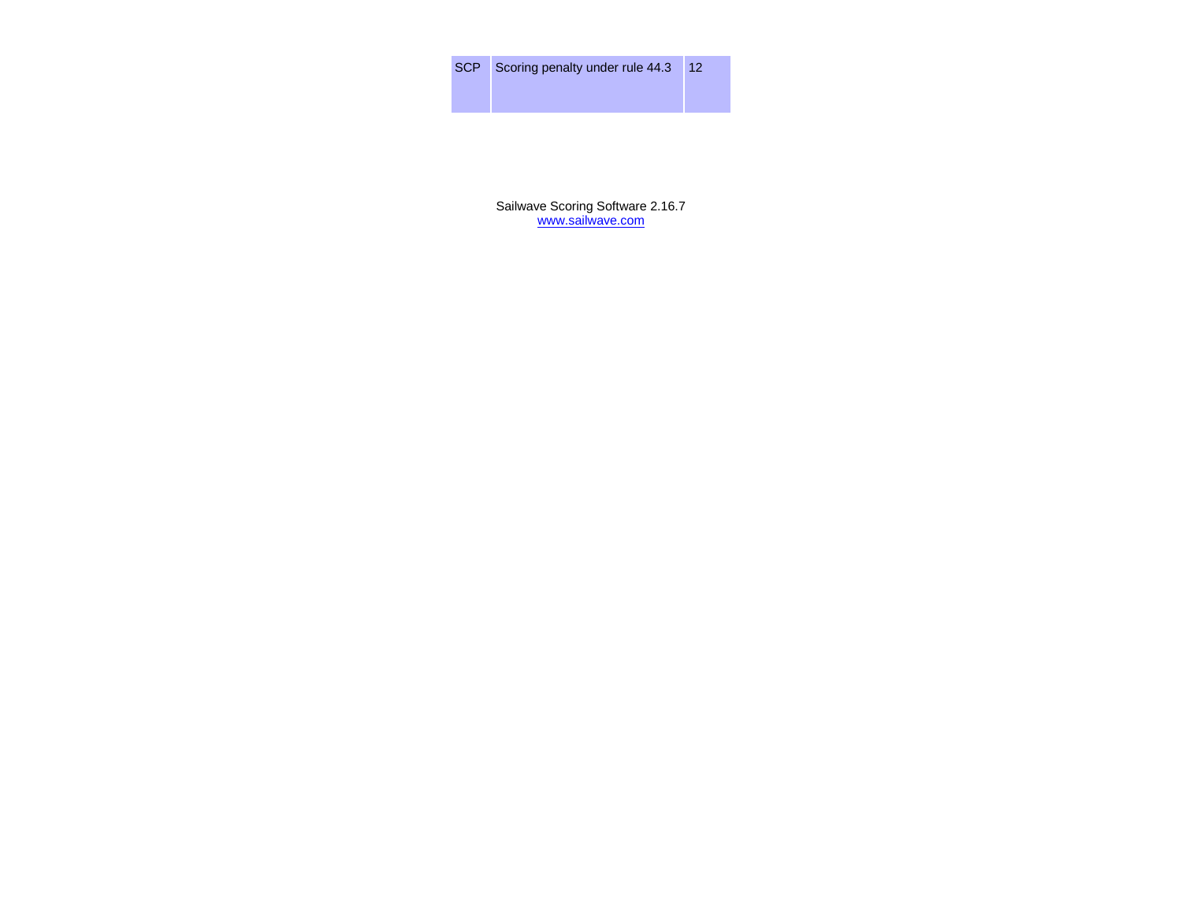| | | |
|---|---|---|
| SCP | Scoring penalty under rule 44.3 | 12 |

Sailwave Scoring Software 2.16.7
www.sailwave.com